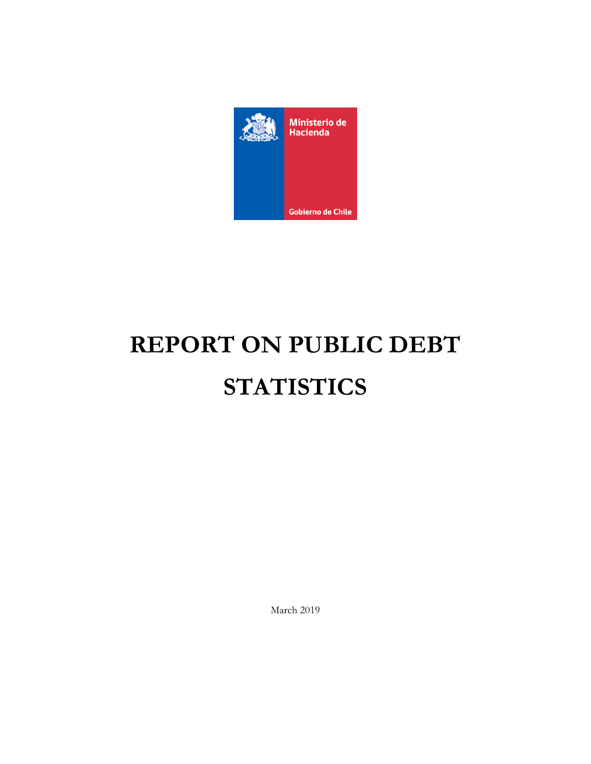Ministerio de Hacienda

Gobierno de Chile

# REPORT ON PUBLIC DEBT STATISTICS

March 2019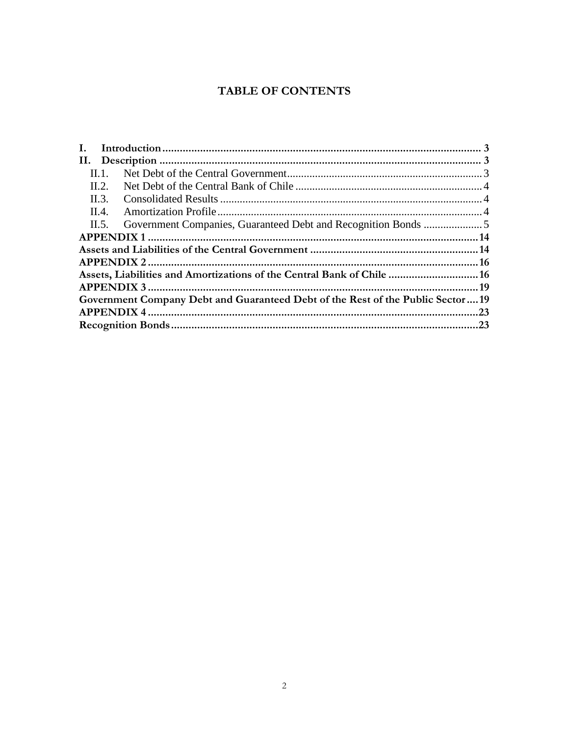# TABLE OF CONTENTS

- **I. Introduction** ..... 3
- **II. Description** ..... 3
  - II.1. Net Debt of the Central Government ..... 3
  - II.2. Net Debt of the Central Bank of Chile ..... 4
  - II.3. Consolidated Results ..... 4
  - II.4. Amortization Profile ..... 4
  - II.5. Government Companies, Guaranteed Debt and Recognition Bonds ..... 5
- **APPENDIX 1** ..... 14
- **Assets and Liabilities of the Central Government** ..... 14
- **APPENDIX 2** ..... 16
- **Assets, Liabilities and Amortizations of the Central Bank of Chile** ..... 16
- **APPENDIX 3** ..... 19
- **Government Company Debt and Guaranteed Debt of the Rest of the Public Sector** ..... 19
- **APPENDIX 4** ..... 23
- **Recognition Bonds** ..... 23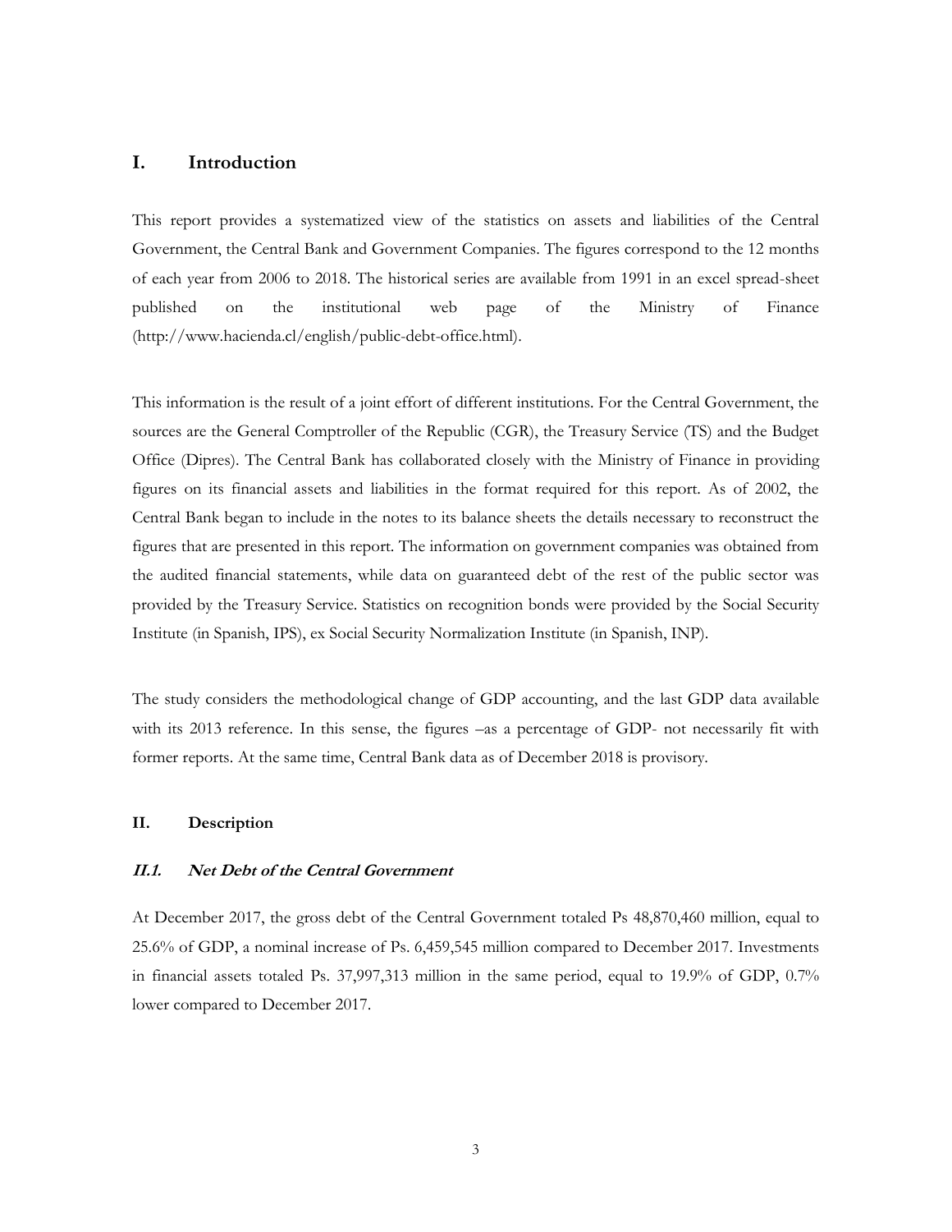# I. Introduction

This report provides a systematized view of the statistics on assets and liabilities of the Central Government, the Central Bank and Government Companies. The figures correspond to the 12 months of each year from 2006 to 2018. The historical series are available from 1991 in an excel spread-sheet published on the institutional web page of the Ministry of Finance (http://www.hacienda.cl/english/public-debt-office.html).

This information is the result of a joint effort of different institutions. For the Central Government, the sources are the General Comptroller of the Republic (CGR), the Treasury Service (TS) and the Budget Office (Dipres). The Central Bank has collaborated closely with the Ministry of Finance in providing figures on its financial assets and liabilities in the format required for this report. As of 2002, the Central Bank began to include in the notes to its balance sheets the details necessary to reconstruct the figures that are presented in this report. The information on government companies was obtained from the audited financial statements, while data on guaranteed debt of the rest of the public sector was provided by the Treasury Service. Statistics on recognition bonds were provided by the Social Security Institute (in Spanish, IPS), ex Social Security Normalization Institute (in Spanish, INP).

The study considers the methodological change of GDP accounting, and the last GDP data available with its 2013 reference. In this sense, the figures –as a percentage of GDP- not necessarily fit with former reports. At the same time, Central Bank data as of December 2018 is provisory.

## II. Description

### *II.1. Net Debt of the Central Government*

At December 2017, the gross debt of the Central Government totaled Ps 48,870,460 million, equal to 25.6% of GDP, a nominal increase of Ps. 6,459,545 million compared to December 2017. Investments in financial assets totaled Ps. 37,997,313 million in the same period, equal to 19.9% of GDP, 0.7% lower compared to December 2017.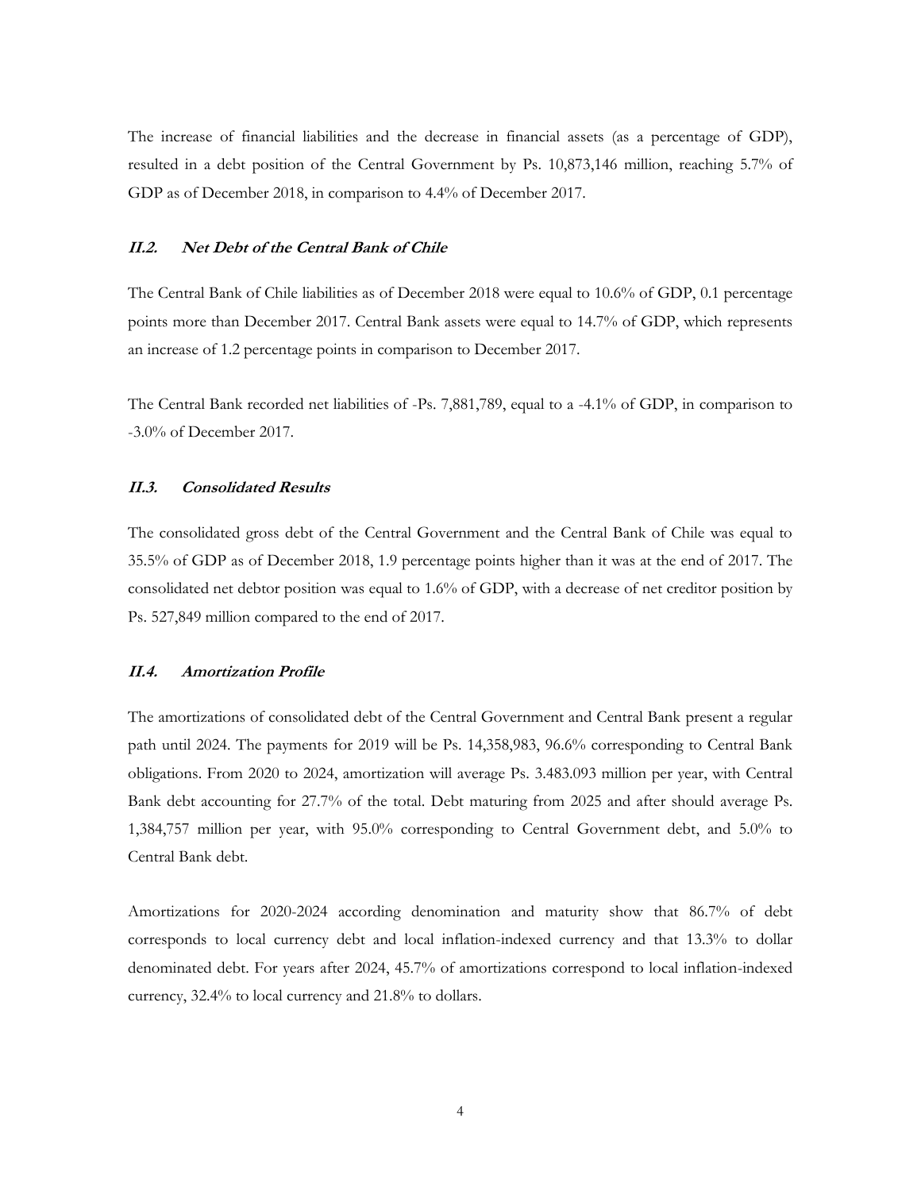The increase of financial liabilities and the decrease in financial assets (as a percentage of GDP), resulted in a debt position of the Central Government by Ps. 10,873,146 million, reaching 5.7% of GDP as of December 2018, in comparison to 4.4% of December 2017.

### *II.2. Net Debt of the Central Bank of Chile*

The Central Bank of Chile liabilities as of December 2018 were equal to 10.6% of GDP, 0.1 percentage points more than December 2017. Central Bank assets were equal to 14.7% of GDP, which represents an increase of 1.2 percentage points in comparison to December 2017.

The Central Bank recorded net liabilities of -Ps. 7,881,789, equal to a -4.1% of GDP, in comparison to -3.0% of December 2017.

### *II.3. Consolidated Results*

The consolidated gross debt of the Central Government and the Central Bank of Chile was equal to 35.5% of GDP as of December 2018, 1.9 percentage points higher than it was at the end of 2017. The consolidated net debtor position was equal to 1.6% of GDP, with a decrease of net creditor position by Ps. 527,849 million compared to the end of 2017.

### *II.4. Amortization Profile*

The amortizations of consolidated debt of the Central Government and Central Bank present a regular path until 2024. The payments for 2019 will be Ps. 14,358,983, 96.6% corresponding to Central Bank obligations. From 2020 to 2024, amortization will average Ps. 3.483.093 million per year, with Central Bank debt accounting for 27.7% of the total. Debt maturing from 2025 and after should average Ps. 1,384,757 million per year, with 95.0% corresponding to Central Government debt, and 5.0% to Central Bank debt.

Amortizations for 2020-2024 according denomination and maturity show that 86.7% of debt corresponds to local currency debt and local inflation-indexed currency and that 13.3% to dollar denominated debt. For years after 2024, 45.7% of amortizations correspond to local inflation-indexed currency, 32.4% to local currency and 21.8% to dollars.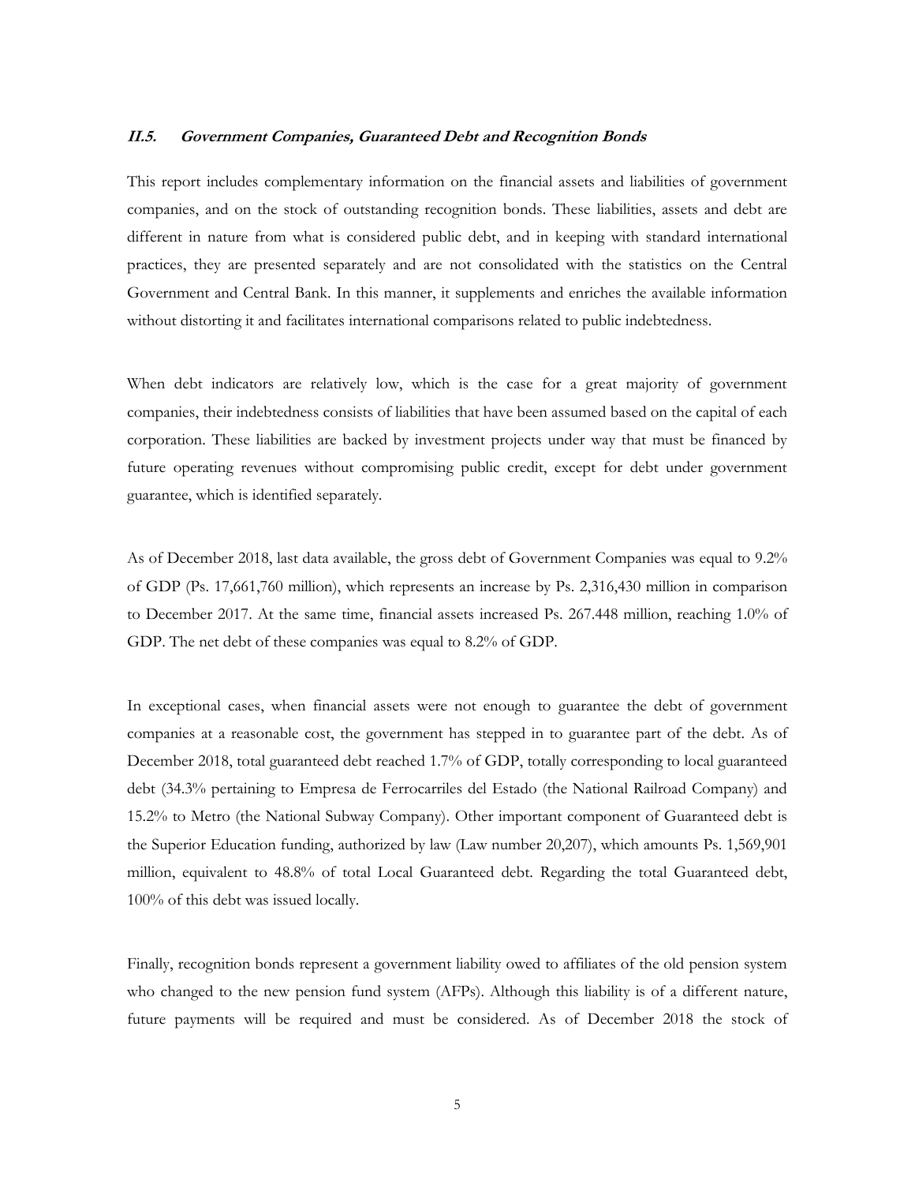### ***II.5. Government Companies, Guaranteed Debt and Recognition Bonds***

This report includes complementary information on the financial assets and liabilities of government companies, and on the stock of outstanding recognition bonds. These liabilities, assets and debt are different in nature from what is considered public debt, and in keeping with standard international practices, they are presented separately and are not consolidated with the statistics on the Central Government and Central Bank. In this manner, it supplements and enriches the available information without distorting it and facilitates international comparisons related to public indebtedness.

When debt indicators are relatively low, which is the case for a great majority of government companies, their indebtedness consists of liabilities that have been assumed based on the capital of each corporation. These liabilities are backed by investment projects under way that must be financed by future operating revenues without compromising public credit, except for debt under government guarantee, which is identified separately.

As of December 2018, last data available, the gross debt of Government Companies was equal to 9.2% of GDP (Ps. 17,661,760 million), which represents an increase by Ps. 2,316,430 million in comparison to December 2017. At the same time, financial assets increased Ps. 267.448 million, reaching 1.0% of GDP. The net debt of these companies was equal to 8.2% of GDP.

In exceptional cases, when financial assets were not enough to guarantee the debt of government companies at a reasonable cost, the government has stepped in to guarantee part of the debt. As of December 2018, total guaranteed debt reached 1.7% of GDP, totally corresponding to local guaranteed debt (34.3% pertaining to Empresa de Ferrocarriles del Estado (the National Railroad Company) and 15.2% to Metro (the National Subway Company). Other important component of Guaranteed debt is the Superior Education funding, authorized by law (Law number 20,207), which amounts Ps. 1,569,901 million, equivalent to 48.8% of total Local Guaranteed debt. Regarding the total Guaranteed debt, 100% of this debt was issued locally.

Finally, recognition bonds represent a government liability owed to affiliates of the old pension system who changed to the new pension fund system (AFPs). Although this liability is of a different nature, future payments will be required and must be considered. As of December 2018 the stock of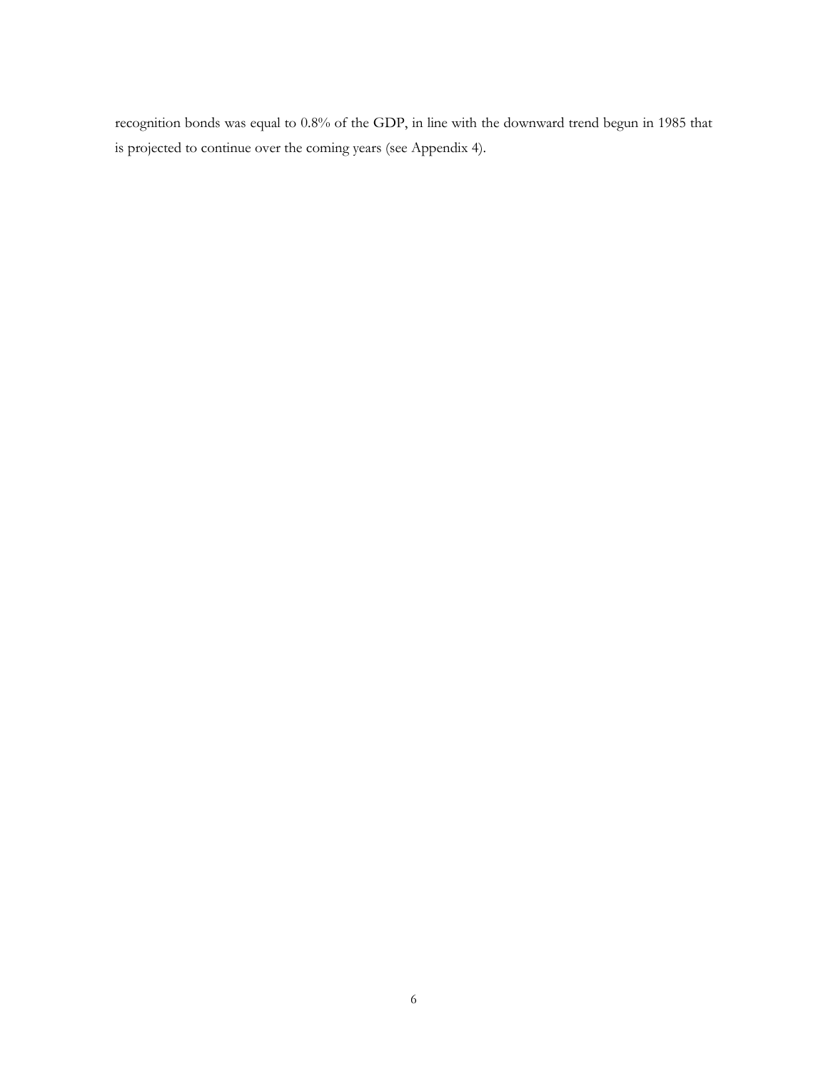recognition bonds was equal to 0.8% of the GDP, in line with the downward trend begun in 1985 that is projected to continue over the coming years (see Appendix 4).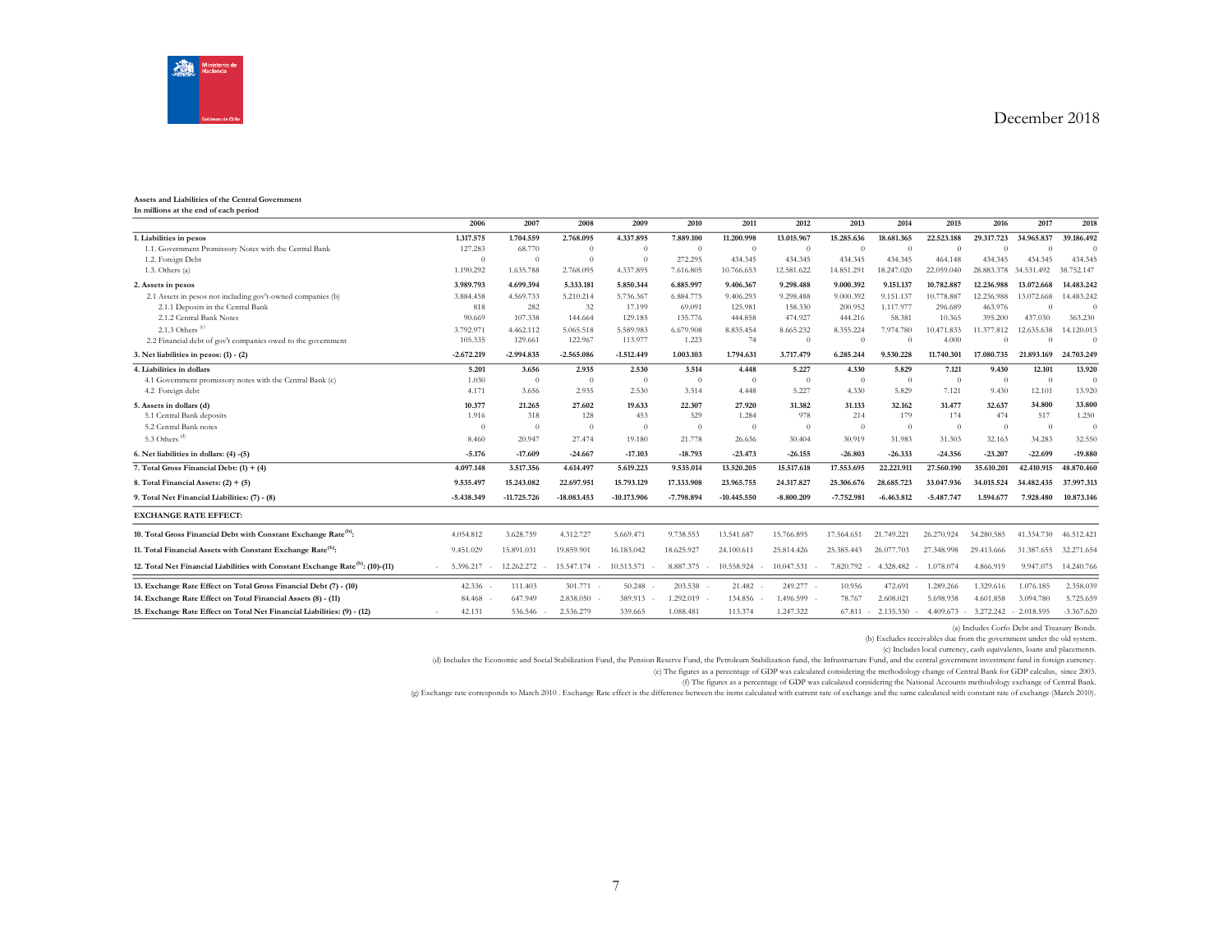**Assets and Liabilities of the Central Government**
**In millions at the end of each period**

| | 2006 | 2007 | 2008 | 2009 | 2010 | 2011 | 2012 | 2013 | 2014 | 2015 | 2016 | 2017 | 2018 |
|---|---|---|---|---|---|---|---|---|---|---|---|---|---|
| **1. Liabilities in pesos** | **1.317.575** | **1.704.559** | **2.768.095** | **4.337.895** | **7.889.100** | **11.200.998** | **13.015.967** | **15.285.636** | **18.681.365** | **22.523.188** | **29.317.723** | **34.965.837** | **39.186.492** |
| 1.1. Government Promissory Notes with the Central Bank | 127.283 | 68.770 | 0 | 0 | 0 | 0 | 0 | 0 | 0 | 0 | 0 | 0 | 0 |
| 1.2. Foreign Debt | 0 | 0 | 0 | 0 | 272.295 | 434.345 | 434.345 | 434.345 | 434.345 | 464.148 | 434.345 | 434.345 | 434.345 |
| 1.3. Others (a) | 1.190.292 | 1.635.788 | 2.768.095 | 4.337.895 | 7.616.805 | 10.766.653 | 12.581.622 | 14.851.291 | 18.247.020 | 22.059.040 | 28.883.378 | 34.531.492 | 38.752.147 |
| **2. Assets in pesos** | **3.989.793** | **4.699.394** | **5.333.181** | **5.850.344** | **6.885.997** | **9.406.367** | **9.298.488** | **9.000.392** | **9.151.137** | **10.782.887** | **12.236.988** | **13.072.668** | **14.483.242** |
| 2.1 Assets in pesos not including gov't-owned companies (b) | 3.884.458 | 4.569.733 | 5.210.214 | 5.736.367 | 6.884.775 | 9.406.293 | 9.298.488 | 9.000.392 | 9.151.137 | 10.778.887 | 12.236.988 | 13.072.668 | 14.483.242 |
| 2.1.1 Deposits in the Central Bank | 818 | 282 | 32 | 17.199 | 69.091 | 125.981 | 158.330 | 200.952 | 1.117.977 | 296.689 | 463.976 | 0 | 0 |
| 2.1.2 Central Bank Notes | 90.669 | 107.338 | 144.664 | 129.185 | 135.776 | 444.858 | 474.927 | 444.216 | 58.381 | 10.365 | 395.200 | 437.030 | 363.230 |
| 2.1.3 Others [c] | 3.792.971 | 4.462.112 | 5.065.518 | 5.589.983 | 6.679.908 | 8.835.454 | 8.665.232 | 8.355.224 | 7.974.780 | 10.471.833 | 11.377.812 | 12.635.638 | 14.120.013 |
| 2.2 Financial debt of gov't companies owed to the government | 105.335 | 129.661 | 122.967 | 113.977 | 1.223 | 74 | 0 | 0 | 0 | 4.000 | 0 | 0 | 0 |
| **3. Net liabilities in pesos: (1) - (2)** | **-2.672.219** | **-2.994.835** | **-2.565.086** | **-1.512.449** | **1.003.103** | **1.794.631** | **3.717.479** | **6.285.244** | **9.530.228** | **11.740.301** | **17.080.735** | **21.893.169** | **24.703.249** |
| **4. Liabilities in dollars** | **5.201** | **3.656** | **2.935** | **2.530** | **3.514** | **4.448** | **5.227** | **4.330** | **5.829** | **7.121** | **9.430** | **12.101** | **13.920** |
| 4.1 Government promissory notes with the Central Bank (c) | 1.030 | 0 | 0 | 0 | 0 | 0 | 0 | 0 | 0 | 0 | 0 | 0 | 0 |
| 4.2 Foreign debt | 4.171 | 3.656 | 2.935 | 2.530 | 3.514 | 4.448 | 5.227 | 4.330 | 5.829 | 7.121 | 9.430 | 12.101 | 13.920 |
| **5. Assets in dollars (d)** | **10.377** | **21.265** | **27.602** | **19.633** | **22.307** | **27.920** | **31.382** | **31.133** | **32.162** | **31.477** | **32.637** | **34.800** | **33.800** |
| 5.1 Central Bank deposits | 1.916 | 318 | 128 | 453 | 529 | 1.284 | 978 | 214 | 179 | 174 | 474 | 517 | 1.250 |
| 5.2 Central Bank notes | 0 | 0 | 0 | 0 | 0 | 0 | 0 | 0 | 0 | 0 | 0 | 0 | 0 |
| 5.3 Others [d] | 8.460 | 20.947 | 27.474 | 19.180 | 21.778 | 26.636 | 30.404 | 30.919 | 31.983 | 31.303 | 32.163 | 34.283 | 32.550 |
| **6. Net liabilities in dollars: (4) -(5)** | **-5.176** | **-17.609** | **-24.667** | **-17.103** | **-18.793** | **-23.473** | **-26.155** | **-26.803** | **-26.333** | **-24.356** | **-23.207** | **-22.699** | **-19.880** |
| **7. Total Gross Financial Debt: (1) + (4)** | **4.097.148** | **3.517.356** | **4.614.497** | **5.619.223** | **9.535.014** | **13.520.205** | **15.517.618** | **17.553.695** | **22.221.911** | **27.560.190** | **35.610.201** | **42.410.915** | **48.870.460** |
| **8. Total Financial Assets: (2) + (5)** | **9.535.497** | **15.243.082** | **22.697.951** | **15.793.129** | **17.333.908** | **23.965.755** | **24.317.827** | **25.306.676** | **28.685.723** | **33.047.936** | **34.015.524** | **34.482.435** | **37.997.313** |
| **9. Total Net Financial Liabilities: (7) - (8)** | **-5.438.349** | **-11.725.726** | **-18.083.453** | **-10.173.906** | **-7.798.894** | **-10.445.550** | **-8.800.209** | **-7.752.981** | **-6.463.812** | **-5.487.747** | **1.594.677** | **7.928.480** | **10.873.146** |
| **EXCHANGE RATE EFFECT:** | | | | | | | | | | | | | |
| **10. Total Gross Financial Debt with Constant Exchange Rate[h]:** | 4.054.812 | 3.628.759 | 4.312.727 | 5.669.471 | 9.738.553 | 13.541.687 | 15.766.895 | 17.564.651 | 21.749.221 | 26.270.924 | 34.280.585 | 41.334.730 | 46.512.421 |
| **11. Total Financial Assets with Constant Exchange Rate[h]:** | 9.451.029 | 15.891.031 | 19.859.901 | 16.183.042 | 18.625.927 | 24.100.611 | 25.814.426 | 25.385.443 | 26.077.703 | 27.348.998 | 29.413.666 | 31.387.655 | 32.271.654 |
| **12. Total Net Financial Liabilities with Constant Exchange Rate[h]: (10)-(11)** | -5.396.217 | -12.262.272 | -15.547.174 | -10.513.571 | -8.887.375 | -10.558.924 | -10.047.531 | -7.820.792 | -4.328.482 | -1.078.074 | 4.866.919 | 9.947.075 | 14.240.766 |
| **13. Exchange Rate Effect on Total Gross Financial Debt (7) - (10)** | 42.336 | -111.403 | 301.771 | -50.248 | -203.538 | -21.482 | -249.277 | -10.956 | 472.691 | 1.289.266 | 1.329.616 | 1.076.185 | 2.358.039 |
| **14. Exchange Rate Effect on Total Financial Assets (8) - (11)** | 84.468 | -647.949 | 2.838.050 | -389.913 | -1.292.019 | -134.856 | -1.496.599 | -78.767 | 2.608.021 | 5.698.938 | 4.601.858 | 3.094.780 | 5.725.659 |
| **15. Exchange Rate Effect on Total Net Financial Liabilities: (9) - (12)** | -42.131 | 536.546 | -2.536.279 | 339.665 | 1.088.481 | 113.374 | 1.247.322 | 67.811 | -2.135.330 | -4.409.673 | -3.272.242 | -2.018.595 | -3.367.620 |

(a) Includes Corfo Debt and Treasury Bonds.

(b) Excludes receivables due from the government under the old system.

(c) Includes local currency, cash equivalents, loans and placements.

(d) Includes the Economic and Social Stabilization Fund, the Pension Reserve Fund, the Petroleum Stabilization fund, the Infrastructure Fund, and the central government investment fund in foreign currency.

(e) The figures as a percentage of GDP was calculated considering the methodology change of Central Bank for GDP calculus, since 2003.

(f) The figures as a percentage of GDP was calculated considering the National Accounts methodology exchange of Central Bank.

(g) Exchange rate corresponds to March 2010 . Exchange Rate effect is the difference between the items calculated with current rate of exchange and the same calculated with constant rate of exchange (March 2010).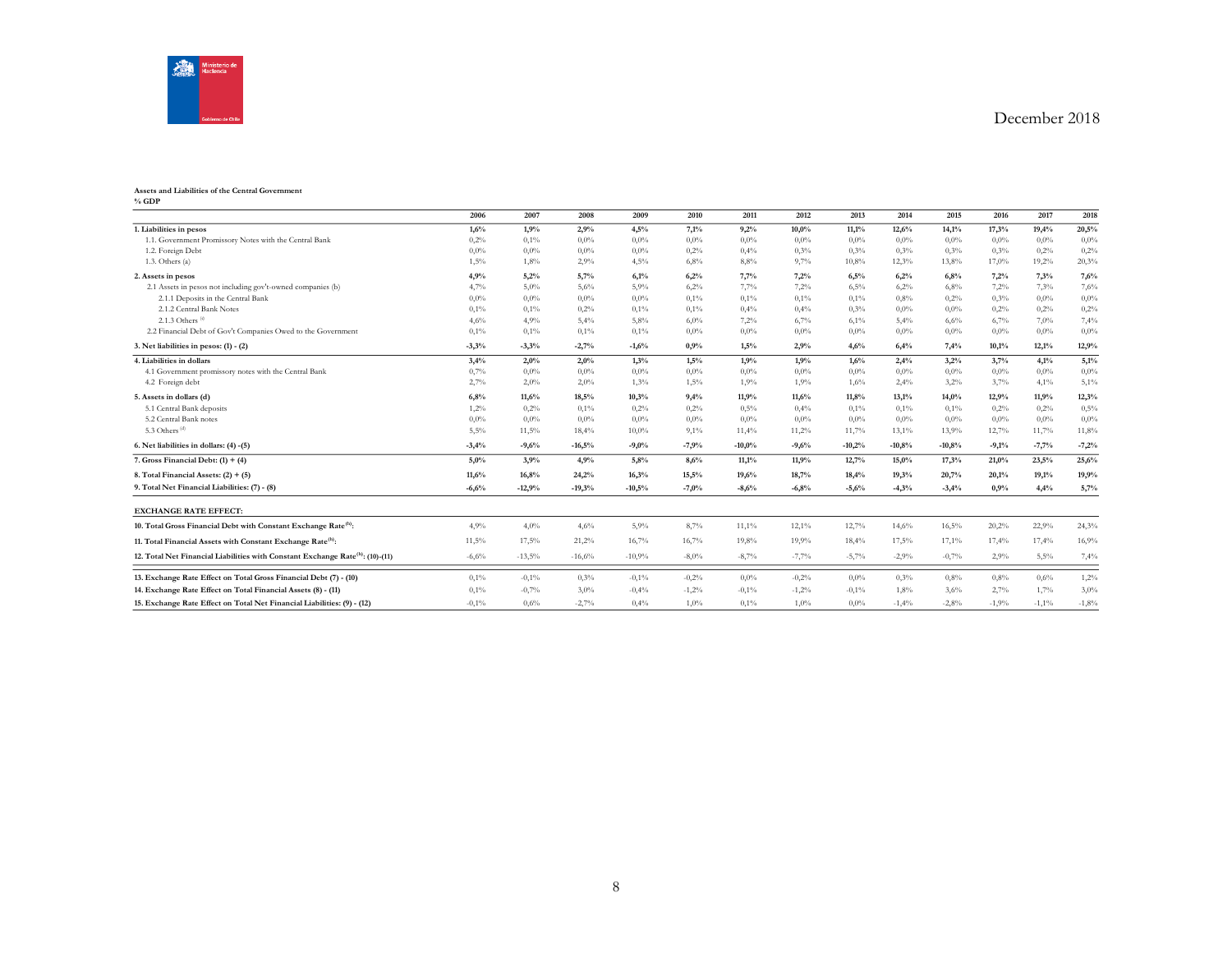December 2018

**Assets and Liabilities of the Central Government**
**% GDP**

| | 2006 | 2007 | 2008 | 2009 | 2010 | 2011 | 2012 | 2013 | 2014 | 2015 | 2016 | 2017 | 2018 |
|---|---|---|---|---|---|---|---|---|---|---|---|---|---|
| **1. Liabilities in pesos** | **1,6%** | **1,9%** | **2,9%** | **4,5%** | **7,1%** | **9,2%** | **10,0%** | **11,1%** | **12,6%** | **14,1%** | **17,3%** | **19,4%** | **20,5%** |
| 1.1. Government Promissory Notes with the Central Bank | 0,2% | 0,1% | 0,0% | 0,0% | 0,0% | 0,0% | 0,0% | 0,0% | 0,0% | 0,0% | 0,0% | 0,0% | 0,0% |
| 1.2. Foreign Debt | 0,0% | 0,0% | 0,0% | 0,0% | 0,2% | 0,4% | 0,3% | 0,3% | 0,3% | 0,3% | 0,3% | 0,2% | 0,2% |
| 1.3. Others (a) | 1,5% | 1,8% | 2,9% | 4,5% | 6,8% | 8,8% | 9,7% | 10,8% | 12,3% | 13,8% | 17,0% | 19,2% | 20,3% |
| **2. Assets in pesos** | **4,9%** | **5,2%** | **5,7%** | **6,1%** | **6,2%** | **7,7%** | **7,2%** | **6,5%** | **6,2%** | **6,8%** | **7,2%** | **7,3%** | **7,6%** |
| 2.1 Assets in pesos not including gov't-owned companies (b) | 4,7% | 5,0% | 5,6% | 5,9% | 6,2% | 7,7% | 7,2% | 6,5% | 6,2% | 6,8% | 7,2% | 7,3% | 7,6% |
| 2.1.1 Deposits in the Central Bank | 0,0% | 0,0% | 0,0% | 0,0% | 0,1% | 0,1% | 0,1% | 0,1% | 0,8% | 0,2% | 0,3% | 0,0% | 0,0% |
| 2.1.2 Central Bank Notes | 0,1% | 0,1% | 0,2% | 0,1% | 0,1% | 0,4% | 0,4% | 0,3% | 0,0% | 0,0% | 0,2% | 0,2% | 0,2% |
| 2.1.3 Others [c] | 4,6% | 4,9% | 5,4% | 5,8% | 6,0% | 7,2% | 6,7% | 6,1% | 5,4% | 6,6% | 6,7% | 7,0% | 7,4% |
| 2.2 Financial Debt of Gov't Companies Owed to the Government | 0,1% | 0,1% | 0,1% | 0,1% | 0,0% | 0,0% | 0,0% | 0,0% | 0,0% | 0,0% | 0,0% | 0,0% | 0,0% |
| **3. Net liabilities in pesos: (1) - (2)** | **-3,3%** | **-3,3%** | **-2,7%** | **-1,6%** | **0,9%** | **1,5%** | **2,9%** | **4,6%** | **6,4%** | **7,4%** | **10,1%** | **12,1%** | **12,9%** |
| **4. Liabilities in dollars** | **3,4%** | **2,0%** | **2,0%** | **1,3%** | **1,5%** | **1,9%** | **1,9%** | **1,6%** | **2,4%** | **3,2%** | **3,7%** | **4,1%** | **5,1%** |
| 4.1 Government promissory notes with the Central Bank | 0,7% | 0,0% | 0,0% | 0,0% | 0,0% | 0,0% | 0,0% | 0,0% | 0,0% | 0,0% | 0,0% | 0,0% | 0,0% |
| 4.2 Foreign debt | 2,7% | 2,0% | 2,0% | 1,3% | 1,5% | 1,9% | 1,9% | 1,6% | 2,4% | 3,2% | 3,7% | 4,1% | 5,1% |
| **5. Assets in dollars (d)** | **6,8%** | **11,6%** | **18,5%** | **10,3%** | **9,4%** | **11,9%** | **11,6%** | **11,8%** | **13,1%** | **14,0%** | **12,9%** | **11,9%** | **12,3%** |
| 5.1 Central Bank deposits | 1,2% | 0,2% | 0,1% | 0,2% | 0,2% | 0,5% | 0,4% | 0,1% | 0,1% | 0,1% | 0,2% | 0,2% | 0,5% |
| 5.2 Central Bank notes | 0,0% | 0,0% | 0,0% | 0,0% | 0,0% | 0,0% | 0,0% | 0,0% | 0,0% | 0,0% | 0,0% | 0,0% | 0,0% |
| 5.3 Others [d] | 5,5% | 11,5% | 18,4% | 10,0% | 9,1% | 11,4% | 11,2% | 11,7% | 13,1% | 13,9% | 12,7% | 11,7% | 11,8% |
| **6. Net liabilities in dollars: (4) -(5)** | **-3,4%** | **-9,6%** | **-16,5%** | **-9,0%** | **-7,9%** | **-10,0%** | **-9,6%** | **-10,2%** | **-10,8%** | **-10,8%** | **-9,1%** | **-7,7%** | **-7,2%** |
| **7. Gross Financial Debt: (1) + (4)** | **5,0%** | **3,9%** | **4,9%** | **5,8%** | **8,6%** | **11,1%** | **11,9%** | **12,7%** | **15,0%** | **17,3%** | **21,0%** | **23,5%** | **25,6%** |
| **8. Total Financial Assets: (2) + (5)** | **11,6%** | **16,8%** | **24,2%** | **16,3%** | **15,5%** | **19,6%** | **18,7%** | **18,4%** | **19,3%** | **20,7%** | **20,1%** | **19,1%** | **19,9%** |
| **9. Total Net Financial Liabilities: (7) - (8)** | **-6,6%** | **-12,9%** | **-19,3%** | **-10,5%** | **-7,0%** | **-8,6%** | **-6,8%** | **-5,6%** | **-4,3%** | **-3,4%** | **0,9%** | **4,4%** | **5,7%** |
| **EXCHANGE RATE EFFECT:** | | | | | | | | | | | | | |
| **10. Total Gross Financial Debt with Constant Exchange Rate[h]:** | 4,9% | 4,0% | 4,6% | 5,9% | 8,7% | 11,1% | 12,1% | 12,7% | 14,6% | 16,5% | 20,2% | 22,9% | 24,3% |
| **11. Total Financial Assets with Constant Exchange Rate[h]:** | 11,5% | 17,5% | 21,2% | 16,7% | 16,7% | 19,8% | 19,9% | 18,4% | 17,5% | 17,1% | 17,4% | 17,4% | 16,9% |
| **12. Total Net Financial Liabilities with Constant Exchange Rate[h]: (10)-(11)** | -6,6% | -13,5% | -16,6% | -10,9% | -8,0% | -8,7% | -7,7% | -5,7% | -2,9% | -0,7% | 2,9% | 5,5% | 7,4% |
| **13. Exchange Rate Effect on Total Gross Financial Debt (7) - (10)** | 0,1% | -0,1% | 0,3% | -0,1% | -0,2% | 0,0% | -0,2% | 0,0% | 0,3% | 0,8% | 0,8% | 0,6% | 1,2% |
| **14. Exchange Rate Effect on Total Financial Assets (8) - (11)** | 0,1% | -0,7% | 3,0% | -0,4% | -1,2% | -0,1% | -1,2% | -0,1% | 1,8% | 3,6% | 2,7% | 1,7% | 3,0% |
| **15. Exchange Rate Effect on Total Net Financial Liabilities: (9) - (12)** | -0,1% | 0,6% | -2,7% | 0,4% | 1,0% | 0,1% | 1,0% | 0,0% | -1,4% | -2,8% | -1,9% | -1,1% | -1,8% |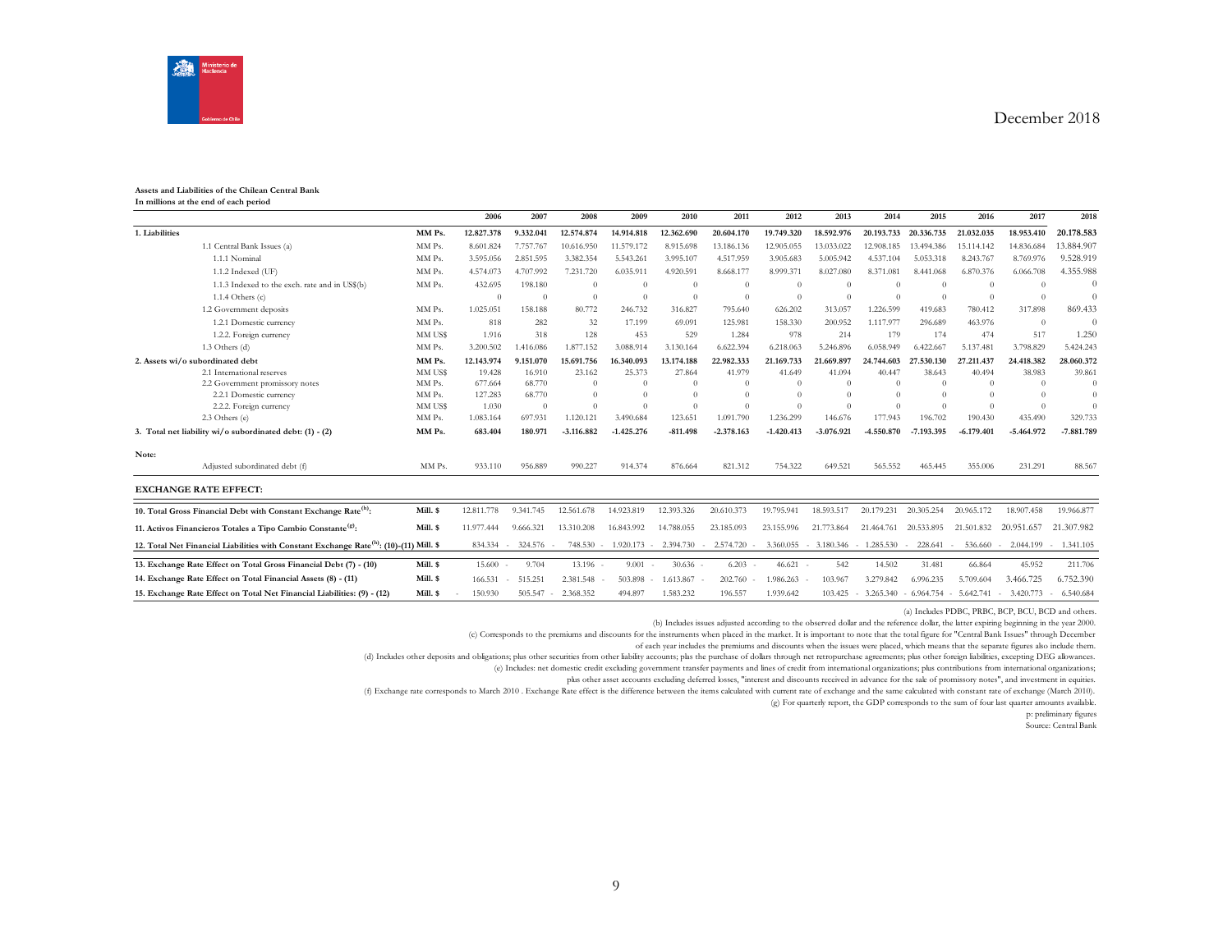December 2018

**Assets and Liabilities of the Chilean Central Bank**
**In millions at the end of each period**

| | | 2006 | 2007 | 2008 | 2009 | 2010 | 2011 | 2012 | 2013 | 2014 | 2015 | 2016 | 2017 | 2018 |
|---|---|---|---|---|---|---|---|---|---|---|---|---|---|---|
| **1. Liabilities** | **MM Ps.** | **12.827.378** | **9.332.041** | **12.574.874** | **14.914.818** | **12.362.690** | **20.604.170** | **19.749.320** | **18.592.976** | **20.193.733** | **20.336.735** | **21.032.035** | **18.953.410** | **20.178.583** |
| 1.1 Central Bank Issues (a) | MM Ps. | 8.601.824 | 7.757.767 | 10.616.950 | 11.579.172 | 8.915.698 | 13.186.136 | 12.905.055 | 13.033.022 | 12.908.185 | 13.494.386 | 15.114.142 | 14.836.684 | 13.884.907 |
| 1.1.1 Nominal | MM Ps. | 3.595.056 | 2.851.595 | 3.382.354 | 5.543.261 | 3.995.107 | 4.517.959 | 3.905.683 | 5.005.942 | 4.537.104 | 5.053.318 | 8.243.767 | 8.769.976 | 9.528.919 |
| 1.1.2 Indexed (UF) | MM Ps. | 4.574.073 | 4.707.992 | 7.231.720 | 6.035.911 | 4.920.591 | 8.668.177 | 8.999.371 | 8.027.080 | 8.371.081 | 8.441.068 | 6.870.376 | 6.066.708 | 4.355.988 |
| 1.1.3 Indexed to the exch. rate and in US$(b) | MM Ps. | 432.695 | 198.180 | 0 | 0 | 0 | 0 | 0 | 0 | 0 | 0 | 0 | 0 | 0 |
| 1.1.4 Others (c) | MM Ps. | 0 | 0 | 0 | 0 | 0 | 0 | 0 | 0 | 0 | 0 | 0 | 0 | 0 |
| 1.2 Government deposits | MM Ps. | 1.025.051 | 158.188 | 80.772 | 246.732 | 316.827 | 795.640 | 626.202 | 313.057 | 1.226.599 | 419.683 | 780.412 | 317.898 | 869.433 |
| 1.2.1 Domestic currency | MM Ps. | 818 | 282 | 32 | 17.199 | 69.091 | 125.981 | 158.330 | 200.952 | 1.117.977 | 296.689 | 463.976 | 0 | 0 |
| 1.2.2. Foreign currency | MM US$ | 1.916 | 318 | 128 | 453 | 529 | 1.284 | 978 | 214 | 179 | 174 | 474 | 517 | 1.250 |
| 1.3 Others (d) | MM Ps. | 3.200.502 | 1.416.086 | 1.877.152 | 3.088.914 | 3.130.164 | 6.622.394 | 6.218.063 | 5.246.896 | 6.058.949 | 6.422.667 | 5.137.481 | 3.798.829 | 5.424.243 |
| **2. Assets wi/o subordinated debt** | **MM Ps.** | **12.143.974** | **9.151.070** | **15.691.756** | **16.340.093** | **13.174.188** | **22.982.333** | **21.169.733** | **21.669.897** | **24.744.603** | **27.530.130** | **27.211.437** | **24.418.382** | **28.060.372** |
| 2.1 International reserves | MM US$ | 19.428 | 16.910 | 23.162 | 25.373 | 27.864 | 41.979 | 41.649 | 41.094 | 40.447 | 38.643 | 40.494 | 38.983 | 39.861 |
| 2.2 Government promissory notes | MM Ps. | 677.664 | 68.770 | 0 | 0 | 0 | 0 | 0 | 0 | 0 | 0 | 0 | 0 | 0 |
| 2.2.1 Domestic currency | MM Ps. | 127.283 | 68.770 | 0 | 0 | 0 | 0 | 0 | 0 | 0 | 0 | 0 | 0 | 0 |
| 2.2.2. Foreign currency | MM US$ | 1.030 | 0 | 0 | 0 | 0 | 0 | 0 | 0 | 0 | 0 | 0 | 0 | 0 |
| 2.3 Others (e) | MM Ps. | 1.083.164 | 697.931 | 1.120.121 | 3.490.684 | 123.651 | 1.091.790 | 1.236.299 | 146.676 | 177.943 | 196.702 | 190.430 | 435.490 | 329.733 |
| **3. Total net liability wi/o subordinated debt: (1) - (2)** | **MM Ps.** | **683.404** | **180.971** | **-3.116.882** | **-1.425.276** | **-811.498** | **-2.378.163** | **-1.420.413** | **-3.076.921** | **-4.550.870** | **-7.193.395** | **-6.179.401** | **-5.464.972** | **-7.881.789** |
| **Note:** | | | | | | | | | | | | | | |
| Adjusted subordinated debt (f) | MM Ps. | 933.110 | 956.889 | 990.227 | 914.374 | 876.664 | 821.312 | 754.322 | 649.521 | 565.552 | 465.445 | 355.006 | 231.291 | 88.567 |
| **EXCHANGE RATE EFFECT:** | | | | | | | | | | | | | | |
| **10. Total Gross Financial Debt with Constant Exchange Rate(h):** | **Mill. $** | 12.811.778 | 9.341.745 | 12.561.678 | 14.923.819 | 12.393.326 | 20.610.373 | 19.795.941 | 18.593.517 | 20.179.231 | 20.305.254 | 20.965.172 | 18.907.458 | 19.966.877 |
| **11. Activos Financieros Totales a Tipo Cambio Constante(g):** | **Mill. $** | 11.977.444 | 9.666.321 | 13.310.208 | 16.843.992 | 14.788.055 | 23.185.093 | 23.155.996 | 21.773.864 | 21.464.761 | 20.533.895 | 21.501.832 | 20.951.657 | 21.307.982 |
| **12. Total Net Financial Liabilities with Constant Exchange Rate(h): (10)-(11)** | **Mill. $** | 834.334 | -324.576 | -748.530 | -1.920.173 | -2.394.730 | -2.574.720 | -3.360.055 | -3.180.346 | -1.285.530 | -228.641 | -536.660 | -2.044.199 | -1.341.105 |
| **13. Exchange Rate Effect on Total Gross Financial Debt (7) - (10)** | **Mill. $** | 15.600 | -9.704 | 13.196 | -9.001 | -30.636 | -6.203 | -46.621 | -542 | 14.502 | 31.481 | 66.864 | 45.952 | 211.706 |
| **14. Exchange Rate Effect on Total Financial Assets (8) - (11)** | **Mill. $** | 166.531 | -515.251 | 2.381.548 | -503.898 | -1.613.867 | -202.760 | -1.986.263 | -103.967 | 3.279.842 | 6.996.235 | 5.709.604 | 3.466.725 | 6.752.390 |
| **15. Exchange Rate Effect on Total Net Financial Liabilities: (9) - (12)** | **Mill. $** | -150.930 | 505.547 | -2.368.352 | 494.897 | 1.583.232 | 196.557 | 1.939.642 | 103.425 | -3.265.340 | -6.964.754 | -5.642.741 | -3.420.773 | -6.540.684 |

(a) Includes PDBC, PRBC, BCP, BCU, BCD and others.

(b) Includes issues adjusted according to the observed dollar and the reference dollar, the latter expiring beginning in the year 2000.

(c) Corresponds to the premiums and discounts for the instruments when placed in the market. It is important to note that the total figure for "Central Bank Issues" through December of each year includes the premiums and discounts when the issues were placed, which means that the separate figures also include them.

(d) Includes other deposits and obligations; plus other securities from other liability accounts; plus the purchase of dollars through net retropurchase agreements; plus other foreign liabilities, excepting DEG allowances.

(e) Includes: net domestic credit excluding government transfer payments and lines of credit from international organizations; plus contributions from international organizations; plus other asset accounts excluding deferred losses, "interest and discounts received in advance for the sale of promissory notes", and investment in equities.

(f) Exchange rate corresponds to March 2010 . Exchange Rate effect is the difference between the items calculated with current rate of exchange and the same calculated with constant rate of exchange (March 2010).

(g) For quarterly report, the GDP corresponds to the sum of four last quarter amounts available.

p: preliminary figures

Source: Central Bank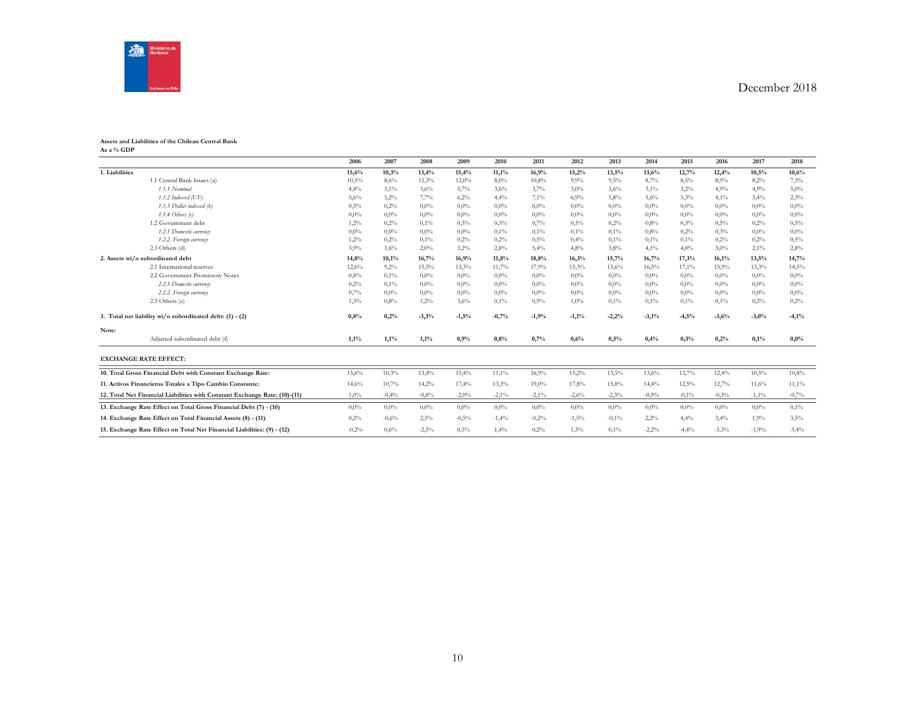December 2018

**Assets and Liabilities of the Chilean Central Bank**
**As a % GDP**

| | 2006 | 2007 | 2008 | 2009 | 2010 | 2011 | 2012 | 2013 | 2014 | 2015 | 2016 | 2017 | 2018 |
|---|---|---|---|---|---|---|---|---|---|---|---|---|---|
| **1. Liabilities** | **15,6%** | **10,3%** | **13,4%** | **15,4%** | **11,1%** | **16,9%** | **15,2%** | **13,5%** | **13,6%** | **12,7%** | **12,4%** | **10,5%** | **10,6%** |
| 1.1 Central Bank Issues (a) | 10,5% | 8,6% | 11,3% | 12,0% | 8,0% | 10,8% | 9,9% | 9,5% | 8,7% | 8,5% | 8,9% | 8,2% | 7,3% |
| *1.1.1 Nominal* | 4,4% | 3,1% | 3,6% | 5,7% | 3,6% | 3,7% | 3,0% | 3,6% | 3,1% | 3,2% | 4,9% | 4,9% | 5,0% |
| *1.1.2 Indexed (UF)* | 5,6% | 5,2% | 7,7% | 6,2% | 4,4% | 7,1% | 6,9% | 5,8% | 5,6% | 5,3% | 4,1% | 3,4% | 2,3% |
| *1.1.3 Dollar indexed (b)* | 0,5% | 0,2% | 0,0% | 0,0% | 0,0% | 0,0% | 0,0% | 0,0% | 0,0% | 0,0% | 0,0% | 0,0% | 0,0% |
| *1.1.4 Others (c)* | 0,0% | 0,0% | 0,0% | 0,0% | 0,0% | 0,0% | 0,0% | 0,0% | 0,0% | 0,0% | 0,0% | 0,0% | 0,0% |
| 1.2 Government debt | 1,2% | 0,2% | 0,1% | 0,3% | 0,3% | 0,7% | 0,5% | 0,2% | 0,8% | 0,3% | 0,5% | 0,2% | 0,5% |
| *1.2.1 Domestic currency* | 0,0% | 0,0% | 0,0% | 0,0% | 0,1% | 0,1% | 0,1% | 0,1% | 0,8% | 0,2% | 0,3% | 0,0% | 0,0% |
| *1.2.2. Foreign currency* | 1,2% | 0,2% | 0,1% | 0,2% | 0,2% | 0,5% | 0,4% | 0,1% | 0,1% | 0,1% | 0,2% | 0,2% | 0,5% |
| 2.3 Others (d) | 3,9% | 1,6% | 2,0% | 3,2% | 2,8% | 5,4% | 4,8% | 3,8% | 4,1% | 4,0% | 3,0% | 2,1% | 2,8% |
| **2. Assets wi/o subordinated debt** | **14,8%** | **10,1%** | **16,7%** | **16,9%** | **11,8%** | **18,8%** | **16,3%** | **15,7%** | **16,7%** | **17,3%** | **16,1%** | **13,5%** | **14,7%** |
| 2.1 International reserves | 12,6% | 9,2% | 15,5% | 13,3% | 11,7% | 17,9% | 15,3% | 15,6% | 16,5% | 17,1% | 15,9% | 13,3% | 14,5% |
| 2.2 Government Promissory Notes | 0,8% | 0,1% | 0,0% | 0,0% | 0,0% | 0,0% | 0,0% | 0,0% | 0,0% | 0,0% | 0,0% | 0,0% | 0,0% |
| *2.2.1 Domestic currency* | 0,2% | 0,1% | 0,0% | 0,0% | 0,0% | 0,0% | 0,0% | 0,0% | 0,0% | 0,0% | 0,0% | 0,0% | 0,0% |
| *2.2.2. Foreign currency* | 0,7% | 0,0% | 0,0% | 0,0% | 0,0% | 0,0% | 0,0% | 0,0% | 0,0% | 0,0% | 0,0% | 0,0% | 0,0% |
| 2.3 Others (e) | 1,3% | 0,8% | 1,2% | 3,6% | 0,1% | 0,9% | 1,0% | 0,1% | 0,1% | 0,1% | 0,1% | 0,2% | 0,2% |
| **3. Total net liability wi/o subordinated debt: (1) - (2)** | **0,8%** | **0,2%** | **-3,3%** | **-1,5%** | **-0,7%** | **-1,9%** | **-1,1%** | **-2,2%** | **-3,1%** | **-4,5%** | **-3,6%** | **-3,0%** | **-4,1%** |
| **Note:** | | | | | | | | | | | | | |
| Adjusted subordinated debt (f) | **1,1%** | **1,1%** | **1,1%** | **0,9%** | **0,8%** | **0,7%** | **0,6%** | **0,5%** | **0,4%** | **0,3%** | **0,2%** | **0,1%** | **0,0%** |
| **EXCHANGE RATE EFFECT:** | | | | | | | | | | | | | |
| **10. Total Gross Financial Debt with Constant Exchange Rate:** | 15,6% | 10,3% | 13,4% | 15,4% | 11,1% | 16,9% | 15,2% | 13,5% | 13,6% | 12,7% | 12,4% | 10,5% | 10,4% |
| **11. Activos Financieros Totales a Tipo Cambio Constante:** | 14,6% | 10,7% | 14,2% | 17,4% | 13,3% | 19,0% | 17,8% | 15,8% | 14,4% | 12,9% | 12,7% | 11,6% | 11,1% |
| **12. Total Net Financial Liabilities with Constant Exchange Rate: (10)-(11)** | 1,0% | -0,4% | -0,8% | -2,0% | -2,1% | -2,1% | -2,6% | -2,3% | -0,9% | -0,1% | -0,3% | -1,1% | -0,7% |
| **13. Exchange Rate Effect on Total Gross Financial Debt (7) - (10)** | 0,0% | 0,0% | 0,0% | 0,0% | 0,0% | 0,0% | 0,0% | 0,0% | 0,0% | 0,0% | 0,0% | 0,0% | 0,1% |
| **14. Exchange Rate Effect on Total Financial Assets (8) - (11)** | 0,2% | -0,6% | 2,5% | -0,5% | -1,4% | -0,2% | -1,5% | -0,1% | 2,2% | 4,4% | 3,4% | 1,9% | 3,5% |
| **15. Exchange Rate Effect on Total Net Financial Liabilities: (9) - (12)** | -0,2% | 0,6% | -2,5% | 0,5% | 1,4% | 0,2% | 1,5% | 0,1% | -2,2% | -4,4% | -3,3% | -1,9% | -3,4% |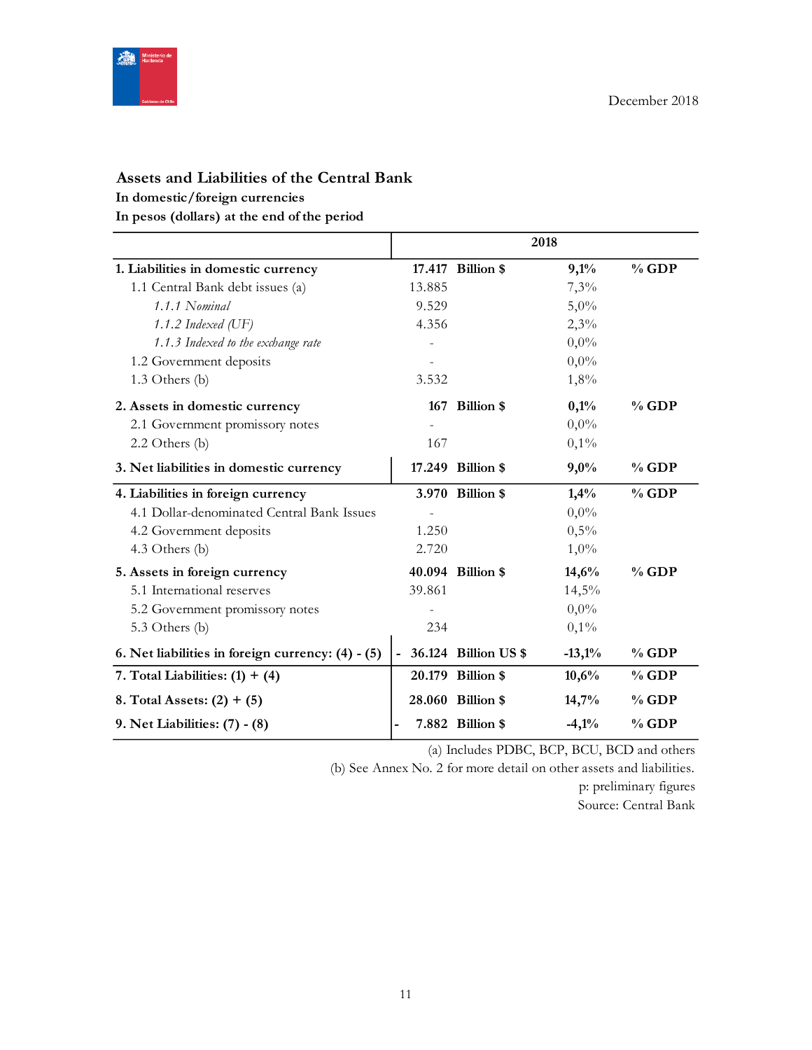December 2018

### Assets and Liabilities of the Central Bank

**In domestic/foreign currencies**

**In pesos (dollars) at the end of the period**

| | 2018 | | | |
|---|---|---|---|---|
| **1. Liabilities in domestic currency** | **17.417** | **Billion $** | **9,1%** | **% GDP** |
| 1.1 Central Bank debt issues (a) | 13.885 | | 7,3% | |
| *1.1.1 Nominal* | 9.529 | | 5,0% | |
| *1.1.2 Indexed (UF)* | 4.356 | | 2,3% | |
| *1.1.3 Indexed to the exchange rate* | - | | 0,0% | |
| 1.2 Government deposits | - | | 0,0% | |
| 1.3 Others (b) | 3.532 | | 1,8% | |
| **2. Assets in domestic currency** | **167** | **Billion $** | **0,1%** | **% GDP** |
| 2.1 Government promissory notes | - | | 0,0% | |
| 2.2 Others (b) | 167 | | 0,1% | |
| **3. Net liabilities in domestic currency** | **17.249** | **Billion $** | **9,0%** | **% GDP** |
| **4. Liabilities in foreign currency** | **3.970** | **Billion $** | **1,4%** | **% GDP** |
| 4.1 Dollar-denominated Central Bank Issues | - | | 0,0% | |
| 4.2 Government deposits | 1.250 | | 0,5% | |
| 4.3 Others (b) | 2.720 | | 1,0% | |
| **5. Assets in foreign currency** | **40.094** | **Billion $** | **14,6%** | **% GDP** |
| 5.1 International reserves | 39.861 | | 14,5% | |
| 5.2 Government promissory notes | - | | 0,0% | |
| 5.3 Others (b) | 234 | | 0,1% | |
| **6. Net liabilities in foreign currency: (4) - (5)** | **- 36.124** | **Billion US $** | **-13,1%** | **% GDP** |
| **7. Total Liabilities: (1) + (4)** | **20.179** | **Billion $** | **10,6%** | **% GDP** |
| **8. Total Assets: (2) + (5)** | **28.060** | **Billion $** | **14,7%** | **% GDP** |
| **9. Net Liabilities: (7) - (8)** | **- 7.882** | **Billion $** | **-4,1%** | **% GDP** |

(a) Includes PDBC, BCP, BCU, BCD and others

(b) See Annex No. 2 for more detail on other assets and liabilities.

p: preliminary figures

Source: Central Bank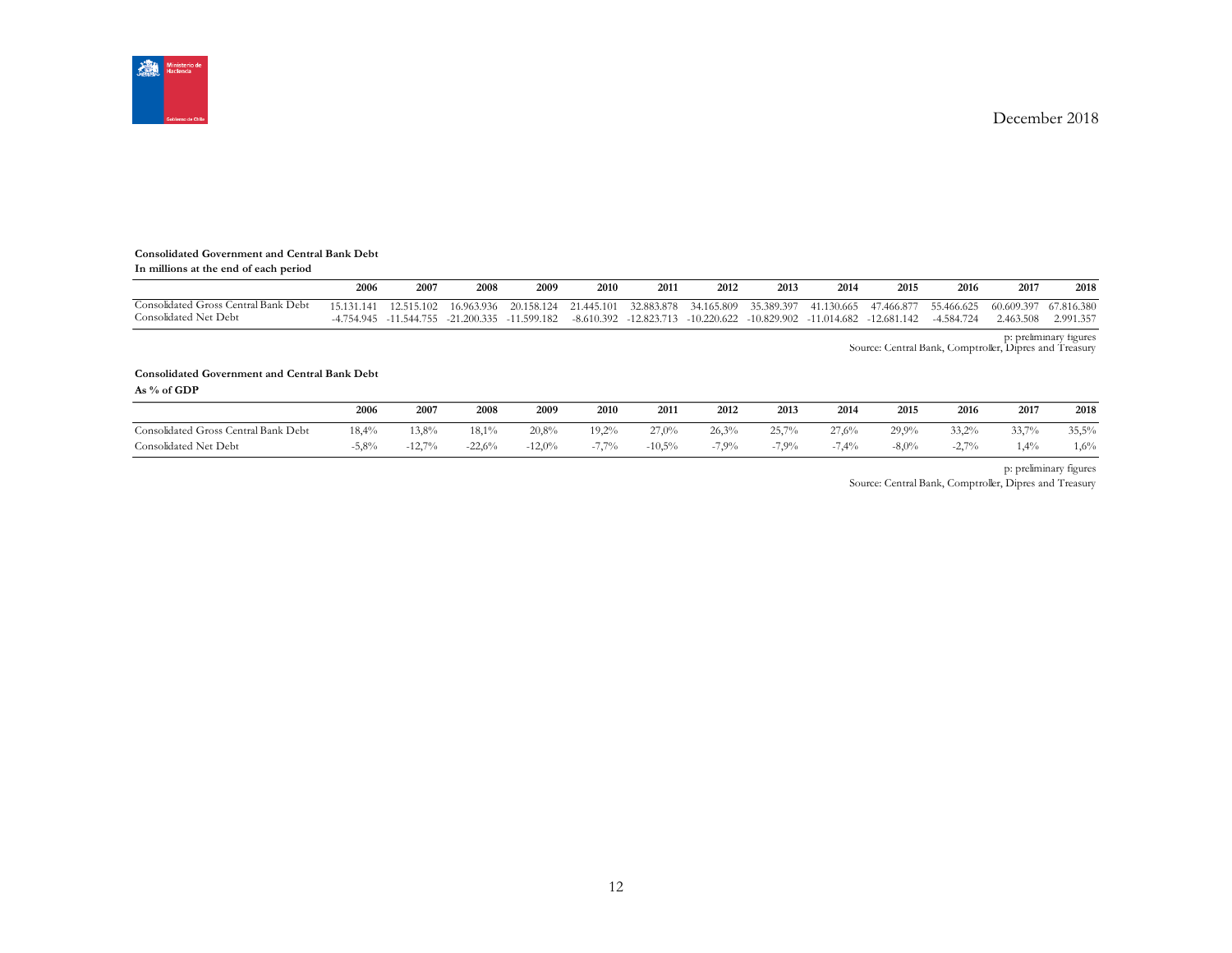December 2018

**Consolidated Government and Central Bank Debt**

**In millions at the end of each period**

| | 2006 | 2007 | 2008 | 2009 | 2010 | 2011 | 2012 | 2013 | 2014 | 2015 | 2016 | 2017 | 2018 |
|---|---|---|---|---|---|---|---|---|---|---|---|---|---|
| Consolidated Gross Central Bank Debt | 15.131.141 | 12.515.102 | 16.963.936 | 20.158.124 | 21.445.101 | 32.883.878 | 34.165.809 | 35.389.397 | 41.130.665 | 47.466.877 | 55.466.625 | 60.609.397 | 67.816.380 |
| Consolidated Net Debt | -4.754.945 | -11.544.755 | -21.200.335 | -11.599.182 | -8.610.392 | -12.823.713 | -10.220.622 | -10.829.902 | -11.014.682 | -12.681.142 | -4.584.724 | 2.463.508 | 2.991.357 |

p: preliminary figures
Source: Central Bank, Comptroller, Dipres and Treasury

**Consolidated Government and Central Bank Debt**

**As % of GDP**

| | 2006 | 2007 | 2008 | 2009 | 2010 | 2011 | 2012 | 2013 | 2014 | 2015 | 2016 | 2017 | 2018 |
|---|---|---|---|---|---|---|---|---|---|---|---|---|---|
| Consolidated Gross Central Bank Debt | 18,4% | 13,8% | 18,1% | 20,8% | 19,2% | 27,0% | 26,3% | 25,7% | 27,6% | 29,9% | 33,2% | 33,7% | 35,5% |
| Consolidated Net Debt | -5,8% | -12,7% | -22,6% | -12,0% | -7,7% | -10,5% | -7,9% | -7,9% | -7,4% | -8,0% | -2,7% | 1,4% | 1,6% |

p: preliminary figures
Source: Central Bank, Comptroller, Dipres and Treasury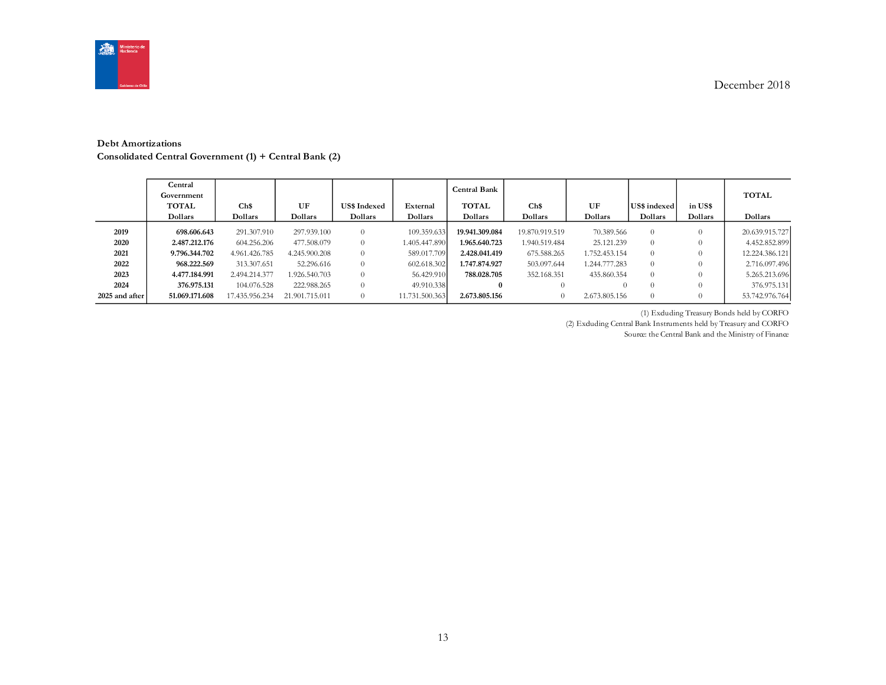December 2018

**Debt Amortizations**
**Consolidated Central Government (1) + Central Bank (2)**

| | Central Government TOTAL Dollars | Ch$ Dollars | UF Dollars | US$ Indexed Dollars | External Dollars | Central Bank TOTAL Dollars | Ch$ Dollars | UF Dollars | US$ indexed Dollars | in US$ Dollars | TOTAL Dollars |
|---|---|---|---|---|---|---|---|---|---|---|---|
| **2019** | **698.606.643** | 291.307.910 | 297.939.100 | 0 | 109.359.633 | **19.941.309.084** | 19.870.919.519 | 70.389.566 | 0 | 0 | 20.639.915.727 |
| **2020** | **2.487.212.176** | 604.256.206 | 477.508.079 | 0 | 1.405.447.890 | **1.965.640.723** | 1.940.519.484 | 25.121.239 | 0 | 0 | 4.452.852.899 |
| **2021** | **9.796.344.702** | 4.961.426.785 | 4.245.900.208 | 0 | 589.017.709 | **2.428.041.419** | 675.588.265 | 1.752.453.154 | 0 | 0 | 12.224.386.121 |
| **2022** | **968.222.569** | 313.307.651 | 52.296.616 | 0 | 602.618.302 | **1.747.874.927** | 503.097.644 | 1.244.777.283 | 0 | 0 | 2.716.097.496 |
| **2023** | **4.477.184.991** | 2.494.214.377 | 1.926.540.703 | 0 | 56.429.910 | **788.028.705** | 352.168.351 | 435.860.354 | 0 | 0 | 5.265.213.696 |
| **2024** | **376.975.131** | 104.076.528 | 222.988.265 | 0 | 49.910.338 | **0** | 0 | 0 | 0 | 0 | 376.975.131 |
| **2025 and after** | **51.069.171.608** | 17.435.956.234 | 21.901.715.011 | 0 | 11.731.500.363 | **2.673.805.156** | 0 | 2.673.805.156 | 0 | 0 | 53.742.976.764 |

(1) Excluding Treasury Bonds held by CORFO

(2) Excluding Central Bank Instruments held by Treasury and CORFO

Source: the Central Bank and the Ministry of Finance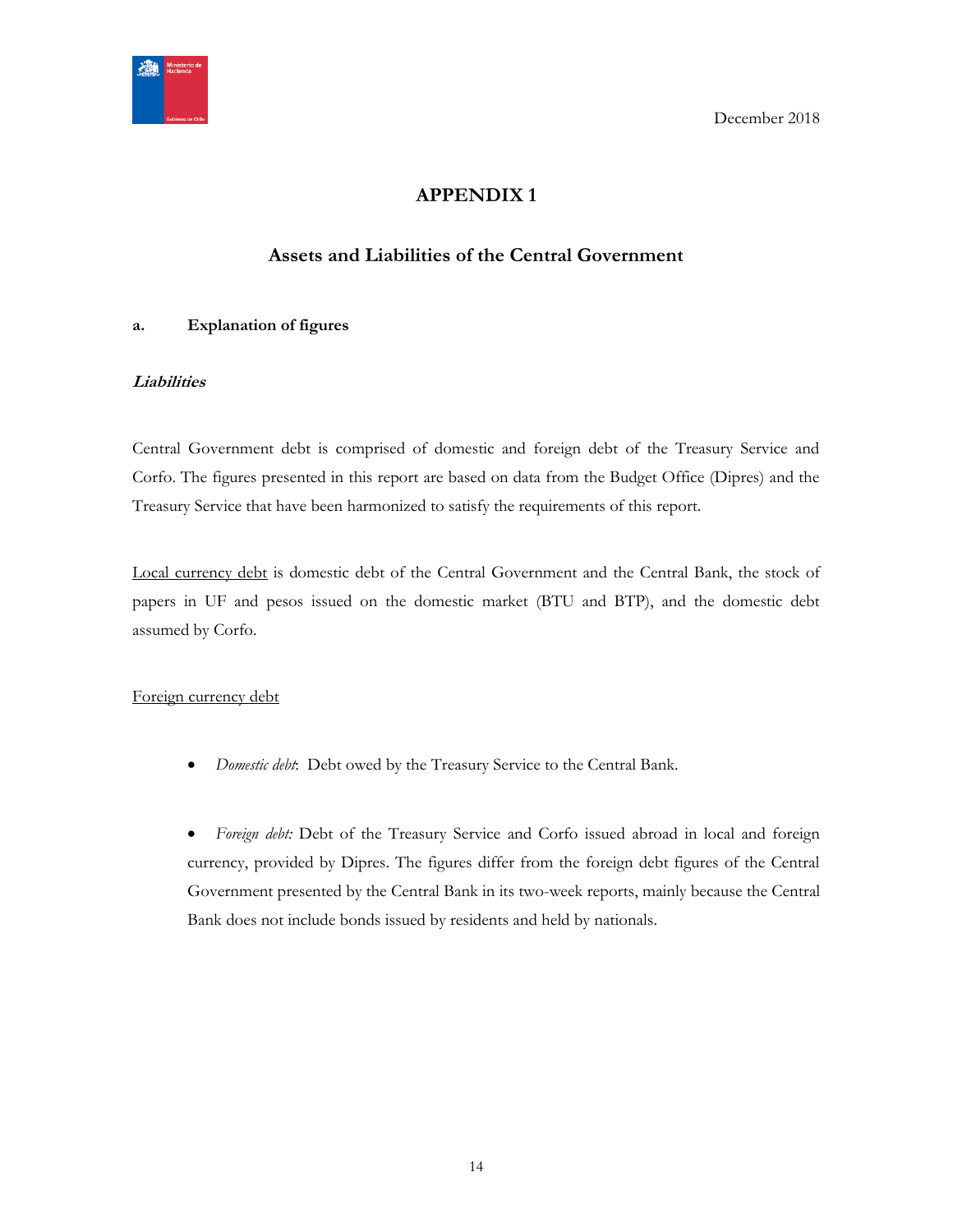December 2018

# APPENDIX 1

## Assets and Liabilities of the Central Government

### a. Explanation of figures

***Liabilities***

Central Government debt is comprised of domestic and foreign debt of the Treasury Service and Corfo. The figures presented in this report are based on data from the Budget Office (Dipres) and the Treasury Service that have been harmonized to satisfy the requirements of this report.

Local currency debt is domestic debt of the Central Government and the Central Bank, the stock of papers in UF and pesos issued on the domestic market (BTU and BTP), and the domestic debt assumed by Corfo.

Foreign currency debt

- *Domestic debt*: Debt owed by the Treasury Service to the Central Bank.

- *Foreign debt:* Debt of the Treasury Service and Corfo issued abroad in local and foreign currency, provided by Dipres. The figures differ from the foreign debt figures of the Central Government presented by the Central Bank in its two-week reports, mainly because the Central Bank does not include bonds issued by residents and held by nationals.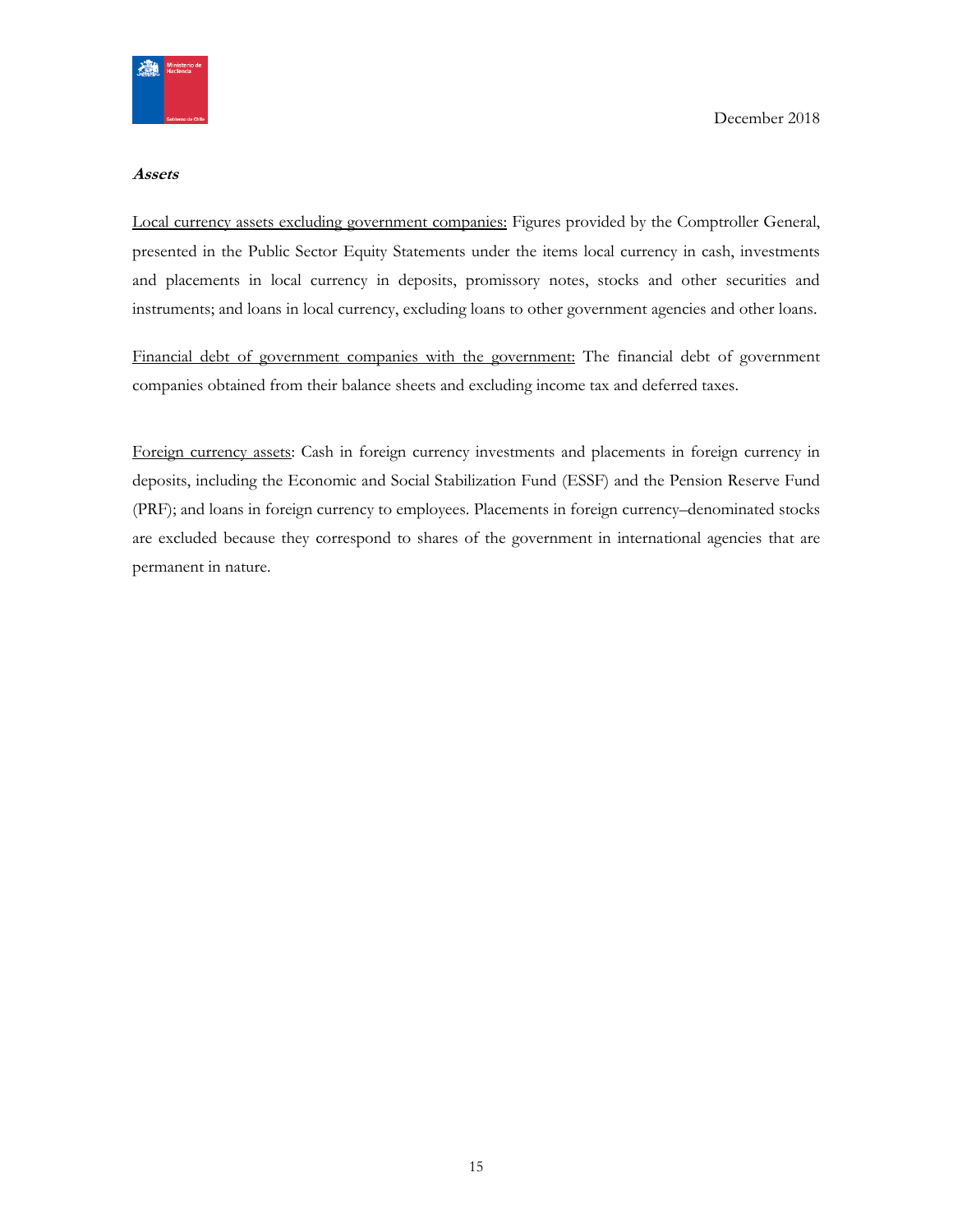***Assets***

Local currency assets excluding government companies: Figures provided by the Comptroller General, presented in the Public Sector Equity Statements under the items local currency in cash, investments and placements in local currency in deposits, promissory notes, stocks and other securities and instruments; and loans in local currency, excluding loans to other government agencies and other loans.

Financial debt of government companies with the government: The financial debt of government companies obtained from their balance sheets and excluding income tax and deferred taxes.

Foreign currency assets: Cash in foreign currency investments and placements in foreign currency in deposits, including the Economic and Social Stabilization Fund (ESSF) and the Pension Reserve Fund (PRF); and loans in foreign currency to employees. Placements in foreign currency–denominated stocks are excluded because they correspond to shares of the government in international agencies that are permanent in nature.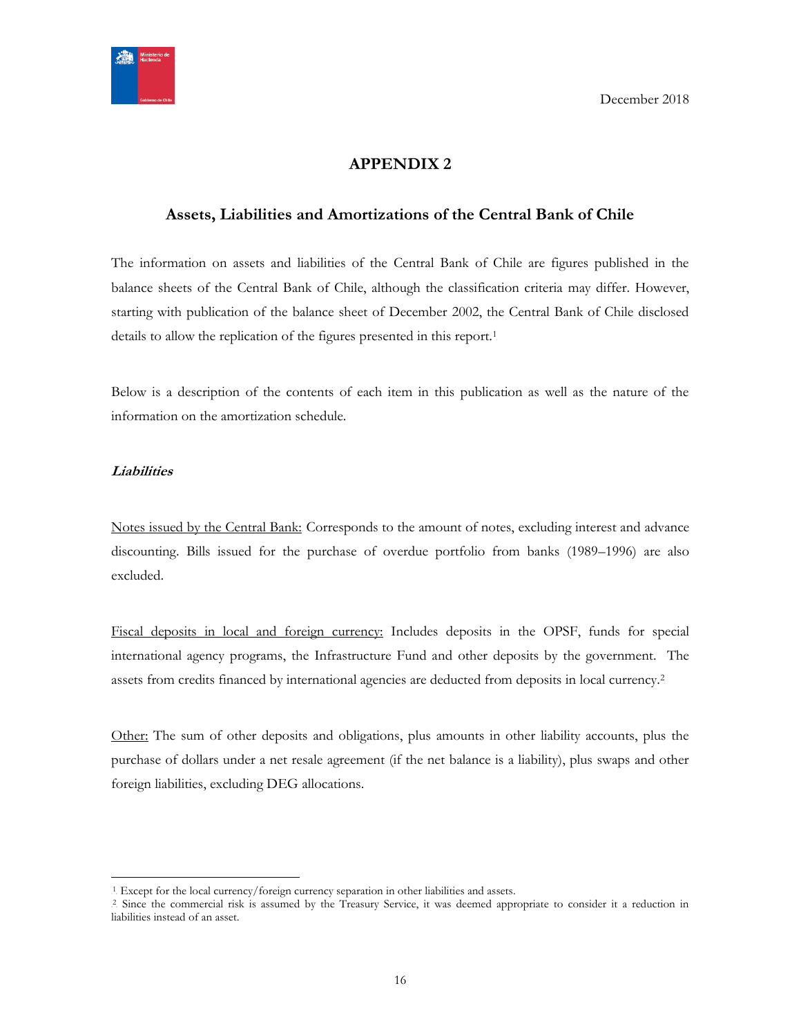December 2018

## APPENDIX 2

### Assets, Liabilities and Amortizations of the Central Bank of Chile

The information on assets and liabilities of the Central Bank of Chile are figures published in the balance sheets of the Central Bank of Chile, although the classification criteria may differ. However, starting with publication of the balance sheet of December 2002, the Central Bank of Chile disclosed details to allow the replication of the figures presented in this report.[1]

Below is a description of the contents of each item in this publication as well as the nature of the information on the amortization schedule.

***Liabilities***

Notes issued by the Central Bank: Corresponds to the amount of notes, excluding interest and advance discounting. Bills issued for the purchase of overdue portfolio from banks (1989–1996) are also excluded.

Fiscal deposits in local and foreign currency: Includes deposits in the OPSF, funds for special international agency programs, the Infrastructure Fund and other deposits by the government. The assets from credits financed by international agencies are deducted from deposits in local currency.[2]

Other: The sum of other deposits and obligations, plus amounts in other liability accounts, plus the purchase of dollars under a net resale agreement (if the net balance is a liability), plus swaps and other foreign liabilities, excluding DEG allocations.

---

[1] Except for the local currency/foreign currency separation in other liabilities and assets.

[2] Since the commercial risk is assumed by the Treasury Service, it was deemed appropriate to consider it a reduction in liabilities instead of an asset.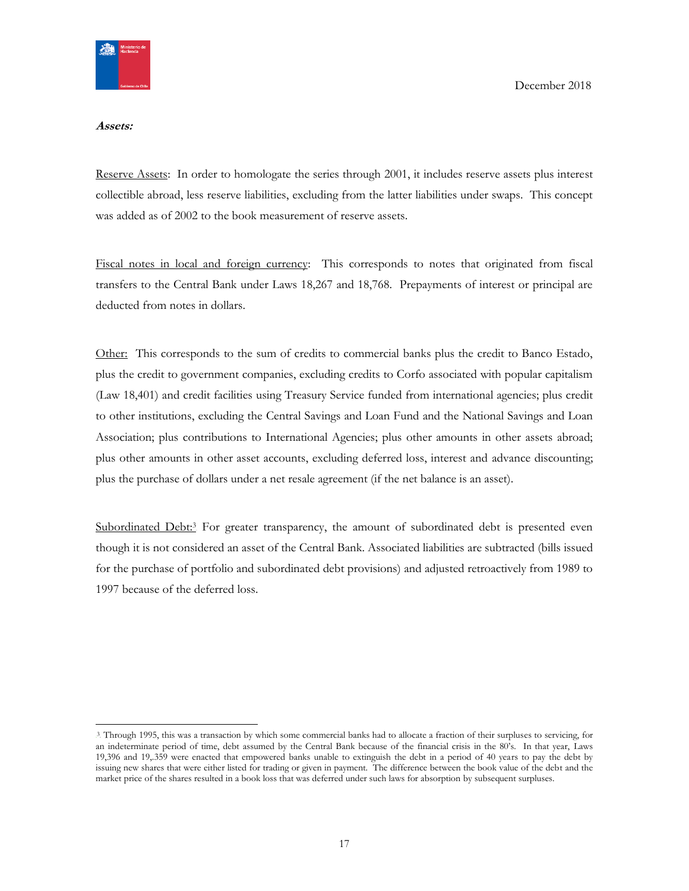***Assets:***

Reserve Assets: In order to homologate the series through 2001, it includes reserve assets plus interest collectible abroad, less reserve liabilities, excluding from the latter liabilities under swaps. This concept was added as of 2002 to the book measurement of reserve assets.

Fiscal notes in local and foreign currency: This corresponds to notes that originated from fiscal transfers to the Central Bank under Laws 18,267 and 18,768. Prepayments of interest or principal are deducted from notes in dollars.

Other: This corresponds to the sum of credits to commercial banks plus the credit to Banco Estado, plus the credit to government companies, excluding credits to Corfo associated with popular capitalism (Law 18,401) and credit facilities using Treasury Service funded from international agencies; plus credit to other institutions, excluding the Central Savings and Loan Fund and the National Savings and Loan Association; plus contributions to International Agencies; plus other amounts in other assets abroad; plus other amounts in other asset accounts, excluding deferred loss, interest and advance discounting; plus the purchase of dollars under a net resale agreement (if the net balance is an asset).

Subordinated Debt:[3] For greater transparency, the amount of subordinated debt is presented even though it is not considered an asset of the Central Bank. Associated liabilities are subtracted (bills issued for the purchase of portfolio and subordinated debt provisions) and adjusted retroactively from 1989 to 1997 because of the deferred loss.

---

[3] Through 1995, this was a transaction by which some commercial banks had to allocate a fraction of their surpluses to servicing, for an indeterminate period of time, debt assumed by the Central Bank because of the financial crisis in the 80's. In that year, Laws 19,396 and 19,.359 were enacted that empowered banks unable to extinguish the debt in a period of 40 years to pay the debt by issuing new shares that were either listed for trading or given in payment. The difference between the book value of the debt and the market price of the shares resulted in a book loss that was deferred under such laws for absorption by subsequent surpluses.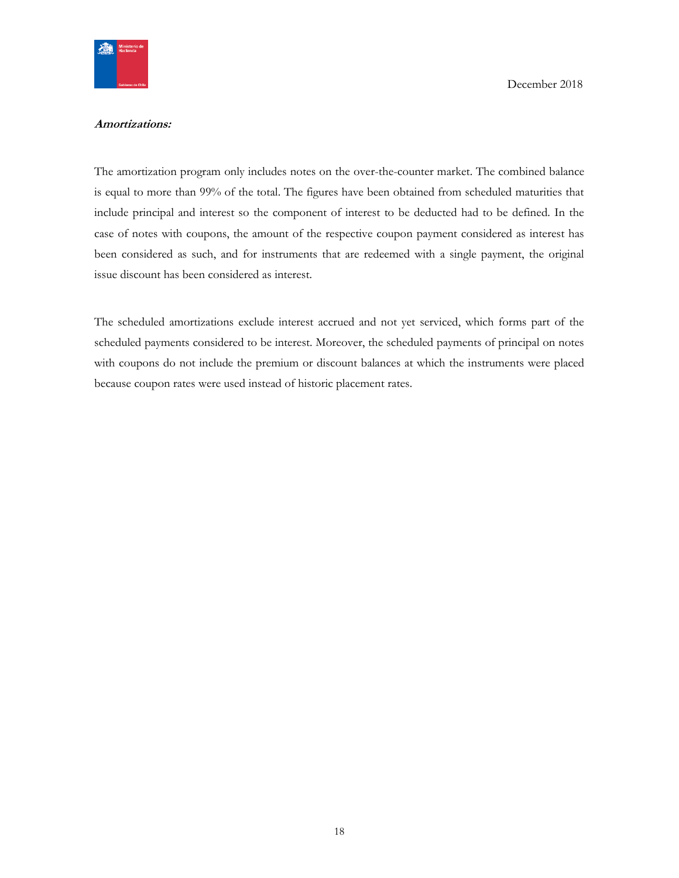***Amortizations:***

The amortization program only includes notes on the over-the-counter market. The combined balance is equal to more than 99% of the total. The figures have been obtained from scheduled maturities that include principal and interest so the component of interest to be deducted had to be defined. In the case of notes with coupons, the amount of the respective coupon payment considered as interest has been considered as such, and for instruments that are redeemed with a single payment, the original issue discount has been considered as interest.

The scheduled amortizations exclude interest accrued and not yet serviced, which forms part of the scheduled payments considered to be interest. Moreover, the scheduled payments of principal on notes with coupons do not include the premium or discount balances at which the instruments were placed because coupon rates were used instead of historic placement rates.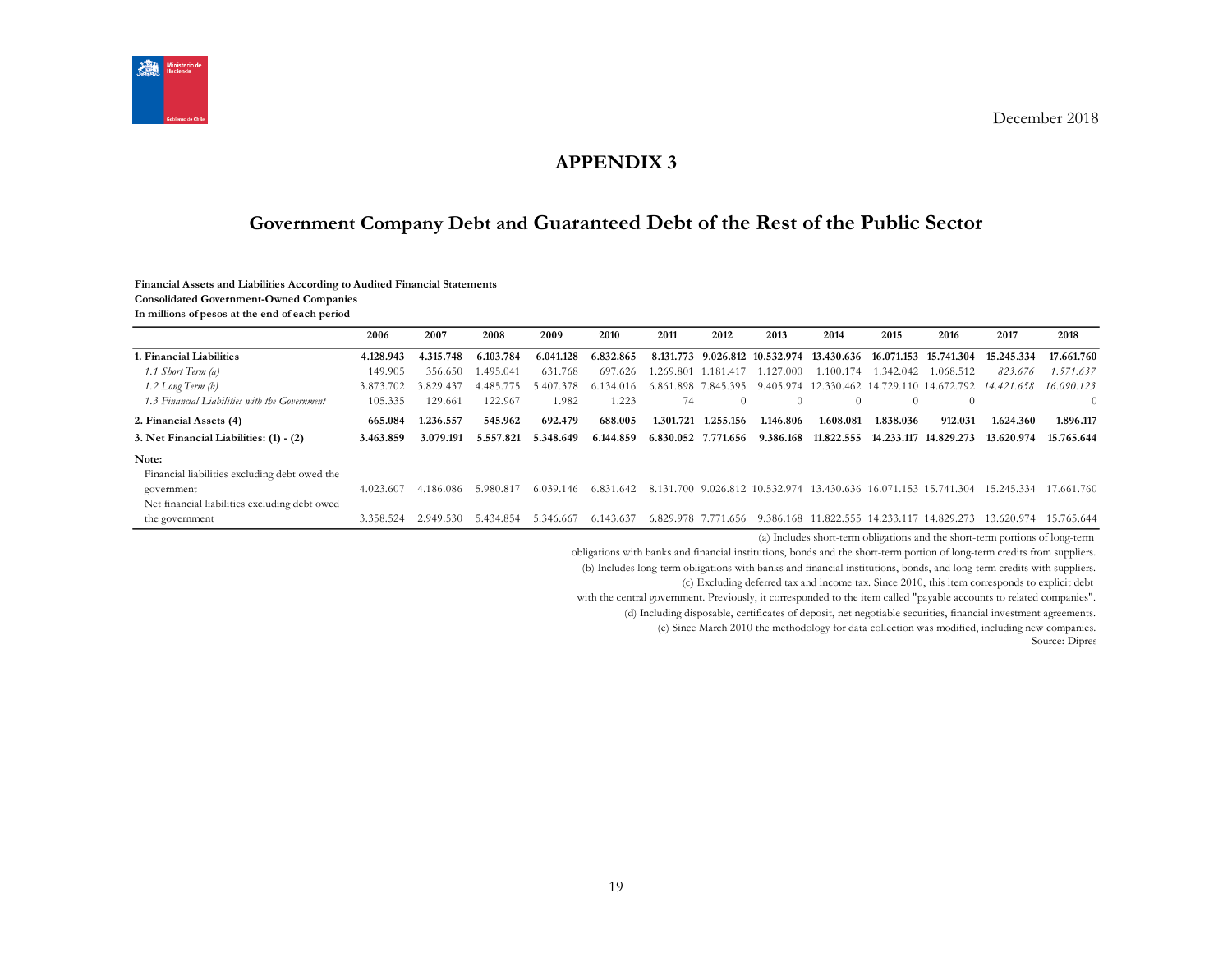December 2018

# APPENDIX 3

## Government Company Debt and Guaranteed Debt of the Rest of the Public Sector

**Financial Assets and Liabilities According to Audited Financial Statements**
**Consolidated Government-Owned Companies**
**In millions of pesos at the end of each period**

| | 2006 | 2007 | 2008 | 2009 | 2010 | 2011 | 2012 | 2013 | 2014 | 2015 | 2016 | 2017 | 2018 |
|---|---|---|---|---|---|---|---|---|---|---|---|---|---|
| **1. Financial Liabilities** | **4.128.943** | **4.315.748** | **6.103.784** | **6.041.128** | **6.832.865** | **8.131.773** | **9.026.812** | **10.532.974** | **13.430.636** | **16.071.153** | **15.741.304** | **15.245.334** | **17.661.760** |
| *1.1 Short Term (a)* | 149.905 | 356.650 | 1.495.041 | 631.768 | 697.626 | 1.269.801 | 1.181.417 | 1.127.000 | 1.100.174 | 1.342.042 | 1.068.512 | *823.676* | *1.571.637* |
| *1.2 Long Term (b)* | 3.873.702 | 3.829.437 | 4.485.775 | 5.407.378 | 6.134.016 | 6.861.898 | 7.845.395 | 9.405.974 | 12.330.462 | 14.729.110 | 14.672.792 | *14.421.658* | *16.090.123* |
| *1.3 Financial Liabilities with the Government* | 105.335 | 129.661 | 122.967 | 1.982 | 1.223 | 74 | 0 | 0 | 0 | 0 | 0 | | 0 |
| **2. Financial Assets (4)** | **665.084** | **1.236.557** | **545.962** | **692.479** | **688.005** | **1.301.721** | **1.255.156** | **1.146.806** | **1.608.081** | **1.838.036** | **912.031** | **1.624.360** | **1.896.117** |
| **3. Net Financial Liabilities: (1) - (2)** | **3.463.859** | **3.079.191** | **5.557.821** | **5.348.649** | **6.144.859** | **6.830.052** | **7.771.656** | **9.386.168** | **11.822.555** | **14.233.117** | **14.829.273** | **13.620.974** | **15.765.644** |
| **Note:** | | | | | | | | | | | | | |
| Financial liabilities excluding debt owed the government | 4.023.607 | 4.186.086 | 5.980.817 | 6.039.146 | 6.831.642 | 8.131.700 | 9.026.812 | 10.532.974 | 13.430.636 | 16.071.153 | 15.741.304 | 15.245.334 | 17.661.760 |
| Net financial liabilities excluding debt owed the government | 3.358.524 | 2.949.530 | 5.434.854 | 5.346.667 | 6.143.637 | 6.829.978 | 7.771.656 | 9.386.168 | 11.822.555 | 14.233.117 | 14.829.273 | 13.620.974 | 15.765.644 |

(a) Includes short-term obligations and the short-term portions of long-term obligations with banks and financial institutions, bonds and the short-term portion of long-term credits from suppliers.
(b) Includes long-term obligations with banks and financial institutions, bonds, and long-term credits with suppliers.
(c) Excluding deferred tax and income tax. Since 2010, this item corresponds to explicit debt with the central government. Previously, it corresponded to the item called "payable accounts to related companies".
(d) Including disposable, certificates of deposit, net negotiable securities, financial investment agreements.
(e) Since March 2010 the methodology for data collection was modified, including new companies.
Source: Dipres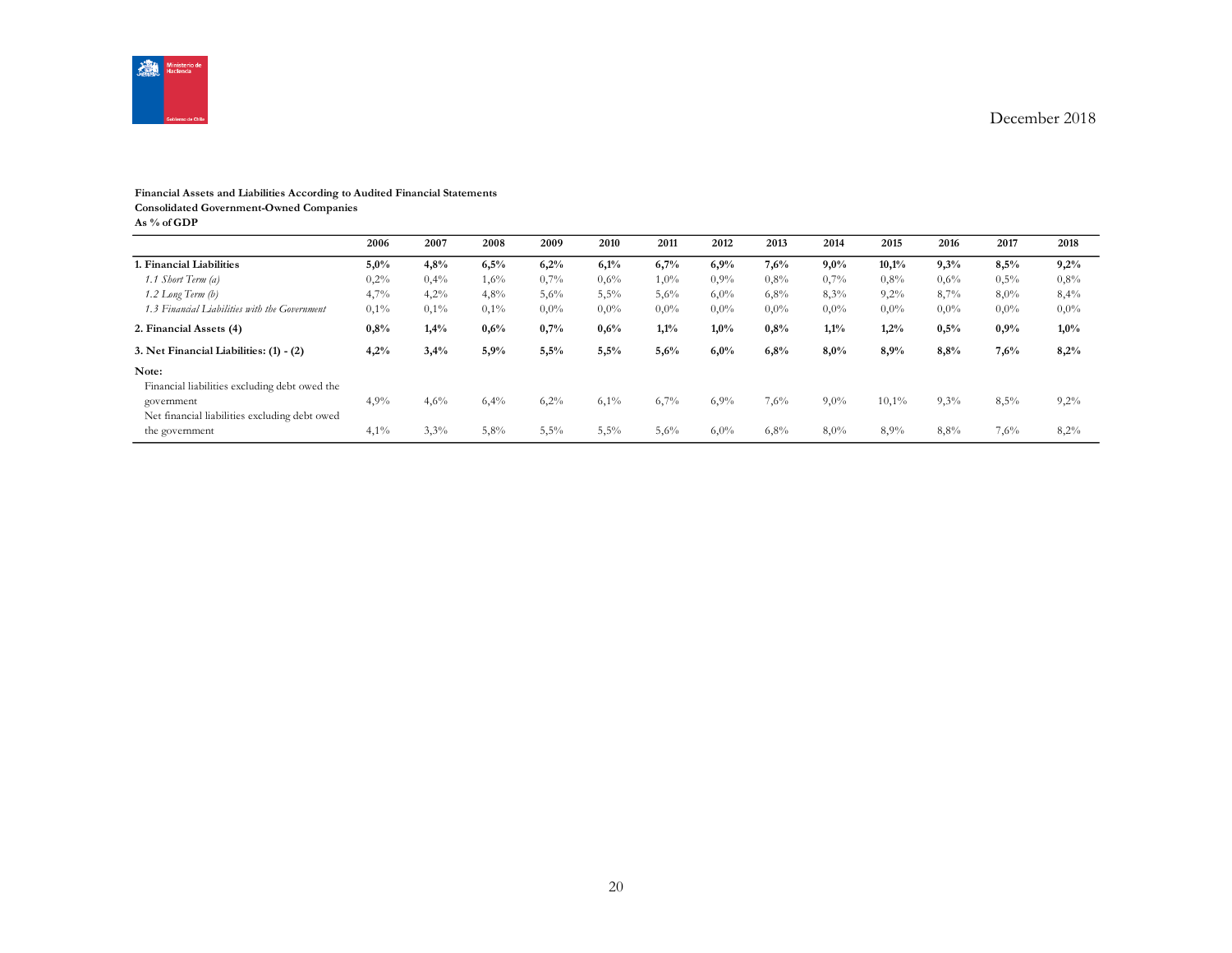December 2018

**Financial Assets and Liabilities According to Audited Financial Statements**
**Consolidated Government-Owned Companies**
**As % of GDP**

| | 2006 | 2007 | 2008 | 2009 | 2010 | 2011 | 2012 | 2013 | 2014 | 2015 | 2016 | 2017 | 2018 |
|---|---|---|---|---|---|---|---|---|---|---|---|---|---|
| **1. Financial Liabilities** | **5,0%** | **4,8%** | **6,5%** | **6,2%** | **6,1%** | **6,7%** | **6,9%** | **7,6%** | **9,0%** | **10,1%** | **9,3%** | **8,5%** | **9,2%** |
| *1.1 Short Term (a)* | 0,2% | 0,4% | 1,6% | 0,7% | 0,6% | 1,0% | 0,9% | 0,8% | 0,7% | 0,8% | 0,6% | 0,5% | 0,8% |
| *1.2 Long Term (b)* | 4,7% | 4,2% | 4,8% | 5,6% | 5,5% | 5,6% | 6,0% | 6,8% | 8,3% | 9,2% | 8,7% | 8,0% | 8,4% |
| *1.3 Financial Liabilities with the Government* | 0,1% | 0,1% | 0,1% | 0,0% | 0,0% | 0,0% | 0,0% | 0,0% | 0,0% | 0,0% | 0,0% | 0,0% | 0,0% |
| **2. Financial Assets (4)** | **0,8%** | **1,4%** | **0,6%** | **0,7%** | **0,6%** | **1,1%** | **1,0%** | **0,8%** | **1,1%** | **1,2%** | **0,5%** | **0,9%** | **1,0%** |
| **3. Net Financial Liabilities: (1) - (2)** | **4,2%** | **3,4%** | **5,9%** | **5,5%** | **5,5%** | **5,6%** | **6,0%** | **6,8%** | **8,0%** | **8,9%** | **8,8%** | **7,6%** | **8,2%** |
| **Note:** | | | | | | | | | | | | | |
| Financial liabilities excluding debt owed the government | 4,9% | 4,6% | 6,4% | 6,2% | 6,1% | 6,7% | 6,9% | 7,6% | 9,0% | 10,1% | 9,3% | 8,5% | 9,2% |
| Net financial liabilities excluding debt owed the government | 4,1% | 3,3% | 5,8% | 5,5% | 5,5% | 5,6% | 6,0% | 6,8% | 8,0% | 8,9% | 8,8% | 7,6% | 8,2% |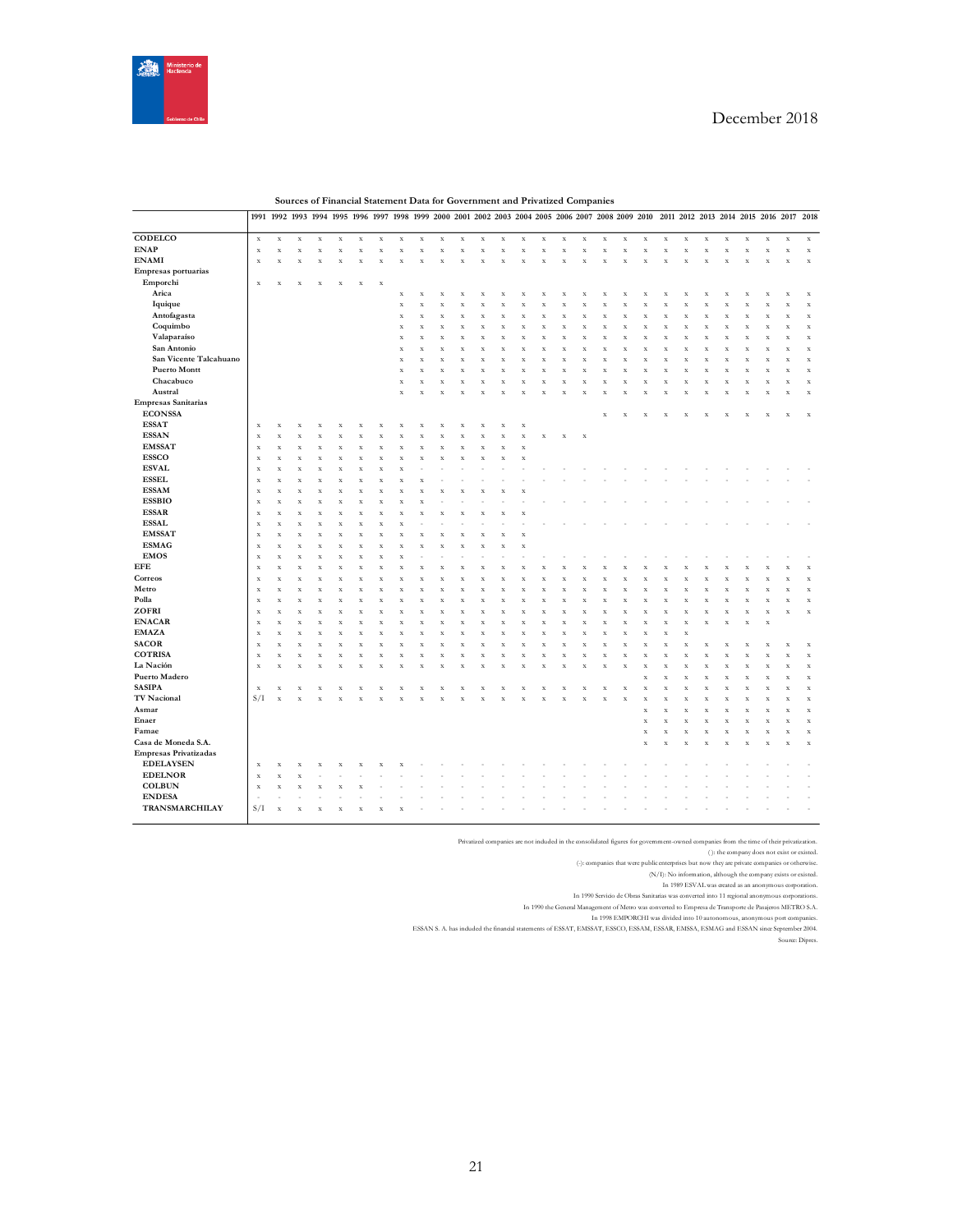**Sources of Financial Statement Data for Government and Privatized Companies**

| | 1991 | 1992 | 1993 | 1994 | 1995 | 1996 | 1997 | 1998 | 1999 | 2000 | 2001 | 2002 | 2003 | 2004 | 2005 | 2006 | 2007 | 2008 | 2009 | 2010 | 2011 | 2012 | 2013 | 2014 | 2015 | 2016 | 2017 | 2018 |
|---|---|---|---|---|---|---|---|---|---|---|---|---|---|---|---|---|---|---|---|---|---|---|---|---|---|---|---|---|
| **CODELCO** | x | x | x | x | x | x | x | x | x | x | x | x | x | x | x | x | x | x | x | x | x | x | x | x | x | x | x | x |
| **ENAP** | x | x | x | x | x | x | x | x | x | x | x | x | x | x | x | x | x | x | x | x | x | x | x | x | x | x | x | x |
| **ENAMI** | x | x | x | x | x | x | x | x | x | x | x | x | x | x | x | x | x | x | x | x | x | x | x | x | x | x | x | x |
| **Empresas portuarias** | | | | | | | | | | | | | | | | | | | | | | | | | | | | |
| **Emporchi** | x | x | x | x | x | x | x | | | | | | | | | | | | | | | | | | | | | |
| **Arica** | | | | | | | | x | x | x | x | x | x | x | x | x | x | x | x | x | x | x | x | x | x | x | x | x |
| **Iquique** | | | | | | | | x | x | x | x | x | x | x | x | x | x | x | x | x | x | x | x | x | x | x | x | x |
| **Antofagasta** | | | | | | | | x | x | x | x | x | x | x | x | x | x | x | x | x | x | x | x | x | x | x | x | x |
| **Coquimbo** | | | | | | | | x | x | x | x | x | x | x | x | x | x | x | x | x | x | x | x | x | x | x | x | x |
| **Valaparaíso** | | | | | | | | x | x | x | x | x | x | x | x | x | x | x | x | x | x | x | x | x | x | x | x | x |
| **San Antonio** | | | | | | | | x | x | x | x | x | x | x | x | x | x | x | x | x | x | x | x | x | x | x | x | x |
| **San Vicente Talcahuano** | | | | | | | | x | x | x | x | x | x | x | x | x | x | x | x | x | x | x | x | x | x | x | x | x |
| **Puerto Montt** | | | | | | | | x | x | x | x | x | x | x | x | x | x | x | x | x | x | x | x | x | x | x | x | x |
| **Chacabuco** | | | | | | | | x | x | x | x | x | x | x | x | x | x | x | x | x | x | x | x | x | x | x | x | x |
| **Austral** | | | | | | | | x | x | x | x | x | x | x | x | x | x | x | x | x | x | x | x | x | x | x | x | x |
| **Empresas Sanitarias** | | | | | | | | | | | | | | | | | | | | | | | | | | | | |
| **ECONSSA** | | | | | | | | | | | | | | | | | | x | x | x | x | x | x | x | x | x | x | x |
| **ESSAT** | x | x | x | x | x | x | x | x | x | x | x | x | x | x | | | | | | | | | | | | | | |
| **ESSAN** | x | x | x | x | x | x | x | x | x | x | x | x | x | x | x | x | x | | | | | | | | | | | |
| **EMSSAT** | x | x | x | x | x | x | x | x | x | x | x | x | x | x | | | | | | | | | | | | | | |
| **ESSCO** | x | x | x | x | x | x | x | x | x | x | x | x | x | x | | | | | | | | | | | | | | |
| **ESVAL** | x | x | x | x | x | x | x | x | - | - | - | - | - | - | - | - | - | - | - | - | - | - | - | - | - | - | - | - |
| **ESSEL** | x | x | x | x | x | x | x | x | x | - | - | - | - | - | - | - | - | - | - | - | - | - | - | - | - | - | - | - |
| **ESSAM** | x | x | x | x | x | x | x | x | x | x | x | x | x | x | | | | | | | | | | | | | | |
| **ESSBIO** | x | x | x | x | x | x | x | x | x | - | - | - | - | - | - | - | - | - | - | - | - | - | - | - | - | - | - | - |
| **ESSAR** | x | x | x | x | x | x | x | x | x | x | x | x | x | x | | | | | | | | | | | | | | |
| **ESSAL** | x | x | x | x | x | x | x | x | - | - | - | - | - | - | - | - | - | - | - | - | - | - | - | - | - | - | - | - |
| **EMSSAT** | x | x | x | x | x | x | x | x | x | x | x | x | x | x | | | | | | | | | | | | | | |
| **ESMAG** | x | x | x | x | x | x | x | x | x | x | x | x | x | x | | | | | | | | | | | | | | |
| **EMOS** | x | x | x | x | x | x | x | x | - | - | - | - | - | - | - | - | - | - | - | - | - | - | - | - | - | - | - | - |
| **EFE** | x | x | x | x | x | x | x | x | x | x | x | x | x | x | x | x | x | x | x | x | x | x | x | x | x | x | x | x |
| **Correos** | x | x | x | x | x | x | x | x | x | x | x | x | x | x | x | x | x | x | x | x | x | x | x | x | x | x | x | x |
| **Metro** | x | x | x | x | x | x | x | x | x | x | x | x | x | x | x | x | x | x | x | x | x | x | x | x | x | x | x | x |
| **Polla** | x | x | x | x | x | x | x | x | x | x | x | x | x | x | x | x | x | x | x | x | x | x | x | x | x | x | x | x |
| **ZOFRI** | x | x | x | x | x | x | x | x | x | x | x | x | x | x | x | x | x | x | x | x | x | x | x | x | x | x | x | x |
| **ENACAR** | x | x | x | x | x | x | x | x | x | x | x | x | x | x | x | x | x | x | x | x | x | x | x | x | x | x | | |
| **EMAZA** | x | x | x | x | x | x | x | x | x | x | x | x | x | x | x | x | x | x | x | x | x | x | | | | | | |
| **SACOR** | x | x | x | x | x | x | x | x | x | x | x | x | x | x | x | x | x | x | x | x | x | x | x | x | x | x | x | x |
| **COTRISA** | x | x | x | x | x | x | x | x | x | x | x | x | x | x | x | x | x | x | x | x | x | x | x | x | x | x | x | x |
| **La Nación** | x | x | x | x | x | x | x | x | x | x | x | x | x | x | x | x | x | x | x | x | x | x | x | x | x | x | x | x |
| **Puerto Madero** | | | | | | | | | | | | | | | | | | | | x | x | x | x | x | x | x | x | x |
| **SASIPA** | x | x | x | x | x | x | x | x | x | x | x | x | x | x | x | x | x | x | x | x | x | x | x | x | x | x | x | x |
| **TV Nacional** | S/I | x | x | x | x | x | x | x | x | x | x | x | x | x | x | x | x | x | x | x | x | x | x | x | x | x | x | x |
| **Asmar** | | | | | | | | | | | | | | | | | | | | x | x | x | x | x | x | x | x | x |
| **Enaer** | | | | | | | | | | | | | | | | | | | | x | x | x | x | x | x | x | x | x |
| **Famae** | | | | | | | | | | | | | | | | | | | | x | x | x | x | x | x | x | x | x |
| **Casa de Moneda S.A.** | | | | | | | | | | | | | | | | | | | | x | x | x | x | x | x | x | x | x |
| **Empresas Privatizadas** | | | | | | | | | | | | | | | | | | | | | | | | | | | | |
| **EDELAYSEN** | x | x | x | x | x | x | x | x | - | - | - | - | - | - | - | - | - | - | - | - | - | - | - | - | - | - | - | - |
| **EDELNOR** | x | x | x | - | - | - | - | - | - | - | - | - | - | - | - | - | - | - | - | - | - | - | - | - | - | - | - | - |
| **COLBUN** | x | x | x | x | x | x | - | - | - | - | - | - | - | - | - | - | - | - | - | - | - | - | - | - | - | - | - | - |
| **ENDESA** | - | - | - | - | - | - | - | - | - | - | - | - | - | - | - | - | - | - | - | - | - | - | - | - | - | - | - | - |
| **TRANSMARCHILAY** | S/I | x | x | x | x | x | x | x | - | - | - | - | - | - | - | - | - | - | - | - | - | - | - | - | - | - | - | - |

Privatized companies are not included in the consolidated figures for government-owned companies from the time of their privatization.

( ): the company does not exist or existed.

(-): companies that were public enterprises but now they are private companies or otherwise.

(N/I): No information, although the company exists or existed.

In 1989 ESVAL was created as an anonymous corporation.

In 1990 Servicio de Obras Sanitarias was converted into 11 regional anonymous corporations.

In 1990 the General Management of Metro was converted to Empresa de Transporte de Pasajeros METRO S.A.

In 1998 EMPORCHI was divided into 10 autonomous, anonymous port companies.

ESSAN S. A. has included the financial statements of ESSAT, EMSSAT, ESSCO, ESSAM, ESSAR, EMSSA, ESMAG and ESSAN since September 2004.

Source: Dipres.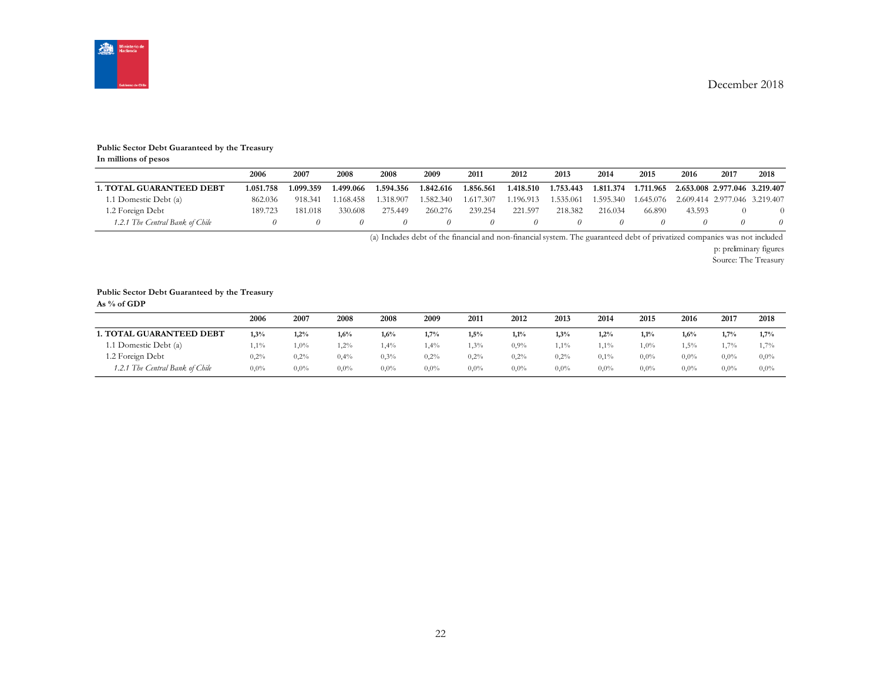December 2018

**Public Sector Debt Guaranteed by the Treasury**
**In millions of pesos**

| | 2006 | 2007 | 2008 | 2008 | 2009 | 2011 | 2012 | 2013 | 2014 | 2015 | 2016 | 2017 | 2018 |
|---|---|---|---|---|---|---|---|---|---|---|---|---|---|
| **1. TOTAL GUARANTEED DEBT** | **1.051.758** | **1.099.359** | **1.499.066** | **1.594.356** | **1.842.616** | **1.856.561** | **1.418.510** | **1.753.443** | **1.811.374** | **1.711.965** | **2.653.008** | **2.977.046** | **3.219.407** |
| 1.1 Domestic Debt (a) | 862.036 | 918.341 | 1.168.458 | 1.318.907 | 1.582.340 | 1.617.307 | 1.196.913 | 1.535.061 | 1.595.340 | 1.645.076 | 2.609.414 | 2.977.046 | 3.219.407 |
| 1.2 Foreign Debt | 189.723 | 181.018 | 330.608 | 275.449 | 260.276 | 239.254 | 221.597 | 218.382 | 216.034 | 66.890 | 43.593 | 0 | 0 |
| *1.2.1 The Central Bank of Chile* | *0* | *0* | *0* | *0* | *0* | *0* | *0* | *0* | *0* | *0* | *0* | *0* | *0* |

(a) Includes debt of the financial and non-financial system. The guaranteed debt of privatized companies was not included

p: preliminary figures

Source: The Treasury

**Public Sector Debt Guaranteed by the Treasury**
**As % of GDP**

| | 2006 | 2007 | 2008 | 2008 | 2009 | 2011 | 2012 | 2013 | 2014 | 2015 | 2016 | 2017 | 2018 |
|---|---|---|---|---|---|---|---|---|---|---|---|---|---|
| **1. TOTAL GUARANTEED DEBT** | **1,3%** | **1,2%** | **1,6%** | **1,6%** | **1,7%** | **1,5%** | **1,1%** | **1,3%** | **1,2%** | **1,1%** | **1,6%** | **1,7%** | **1,7%** |
| 1.1 Domestic Debt (a) | 1,1% | 1,0% | 1,2% | 1,4% | 1,4% | 1,3% | 0,9% | 1,1% | 1,1% | 1,0% | 1,5% | 1,7% | 1,7% |
| 1.2 Foreign Debt | 0,2% | 0,2% | 0,4% | 0,3% | 0,2% | 0,2% | 0,2% | 0,2% | 0,1% | 0,0% | 0,0% | 0,0% | 0,0% |
| *1.2.1 The Central Bank of Chile* | 0,0% | 0,0% | 0,0% | 0,0% | 0,0% | 0,0% | 0,0% | 0,0% | 0,0% | 0,0% | 0,0% | 0,0% | 0,0% |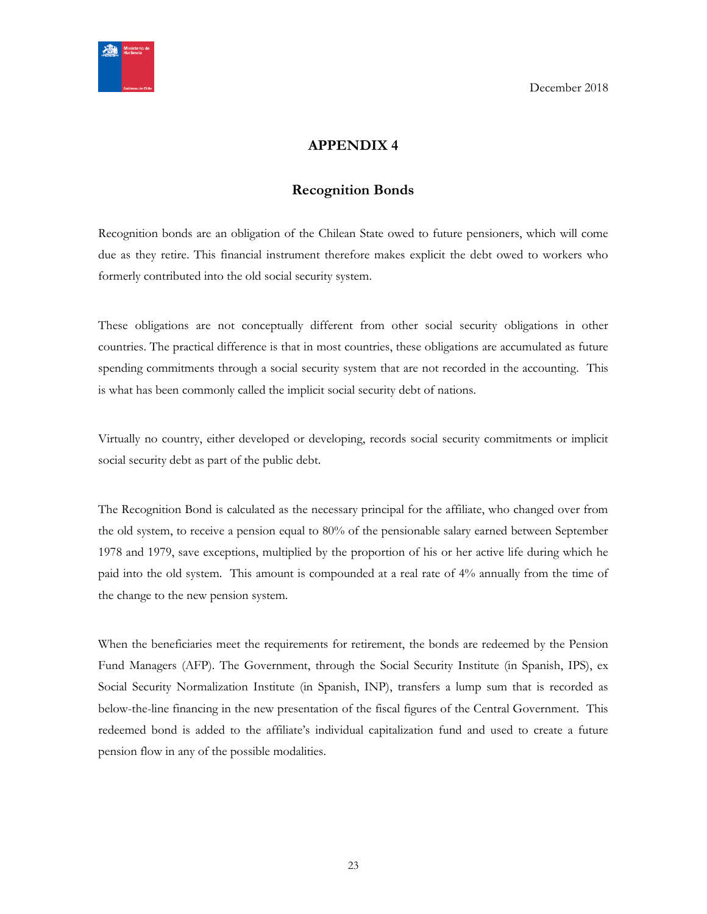December 2018

# APPENDIX 4

## Recognition Bonds

Recognition bonds are an obligation of the Chilean State owed to future pensioners, which will come due as they retire. This financial instrument therefore makes explicit the debt owed to workers who formerly contributed into the old social security system.

These obligations are not conceptually different from other social security obligations in other countries. The practical difference is that in most countries, these obligations are accumulated as future spending commitments through a social security system that are not recorded in the accounting. This is what has been commonly called the implicit social security debt of nations.

Virtually no country, either developed or developing, records social security commitments or implicit social security debt as part of the public debt.

The Recognition Bond is calculated as the necessary principal for the affiliate, who changed over from the old system, to receive a pension equal to 80% of the pensionable salary earned between September 1978 and 1979, save exceptions, multiplied by the proportion of his or her active life during which he paid into the old system. This amount is compounded at a real rate of 4% annually from the time of the change to the new pension system.

When the beneficiaries meet the requirements for retirement, the bonds are redeemed by the Pension Fund Managers (AFP). The Government, through the Social Security Institute (in Spanish, IPS), ex Social Security Normalization Institute (in Spanish, INP), transfers a lump sum that is recorded as below-the-line financing in the new presentation of the fiscal figures of the Central Government. This redeemed bond is added to the affiliate's individual capitalization fund and used to create a future pension flow in any of the possible modalities.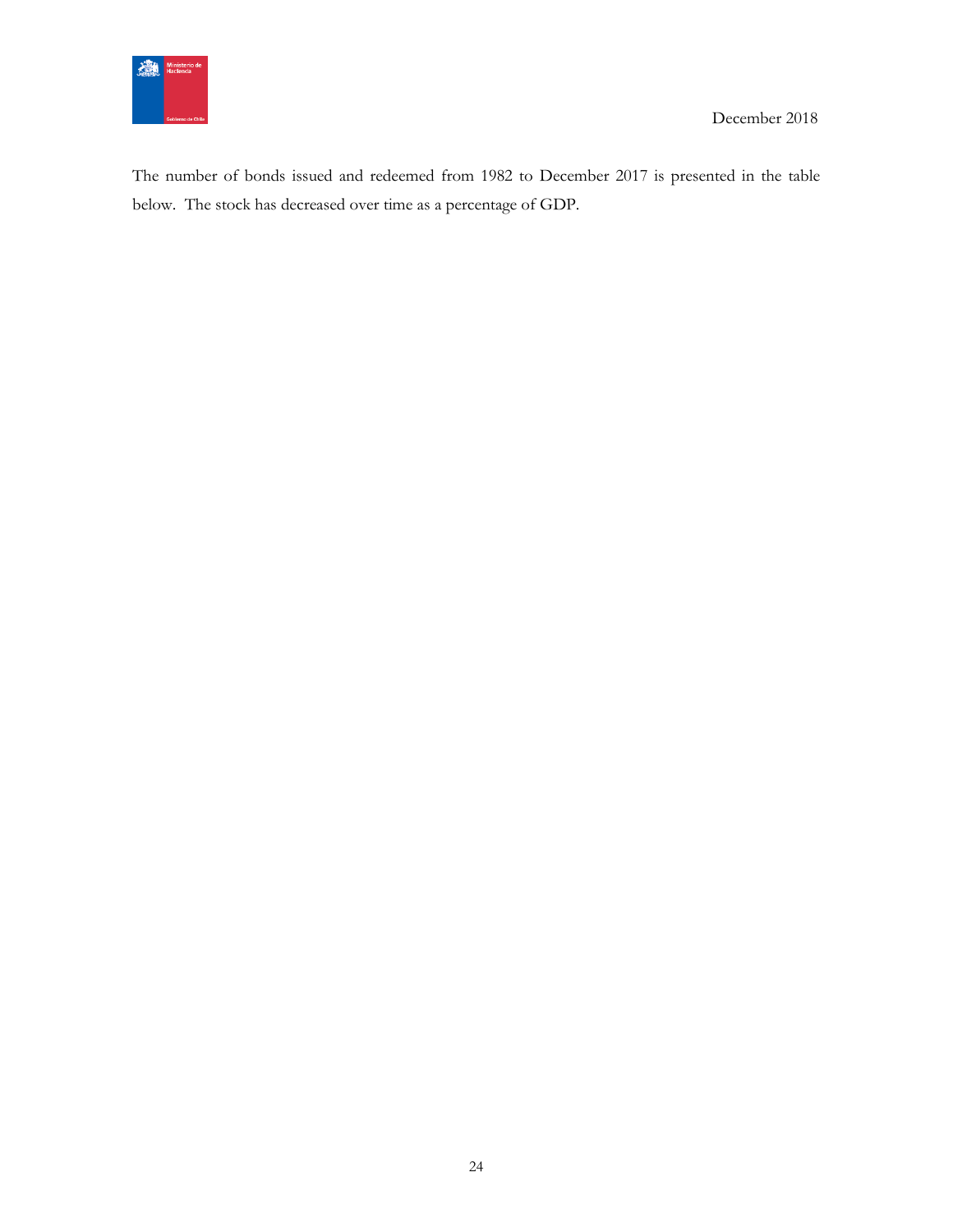The number of bonds issued and redeemed from 1982 to December 2017 is presented in the table below. The stock has decreased over time as a percentage of GDP.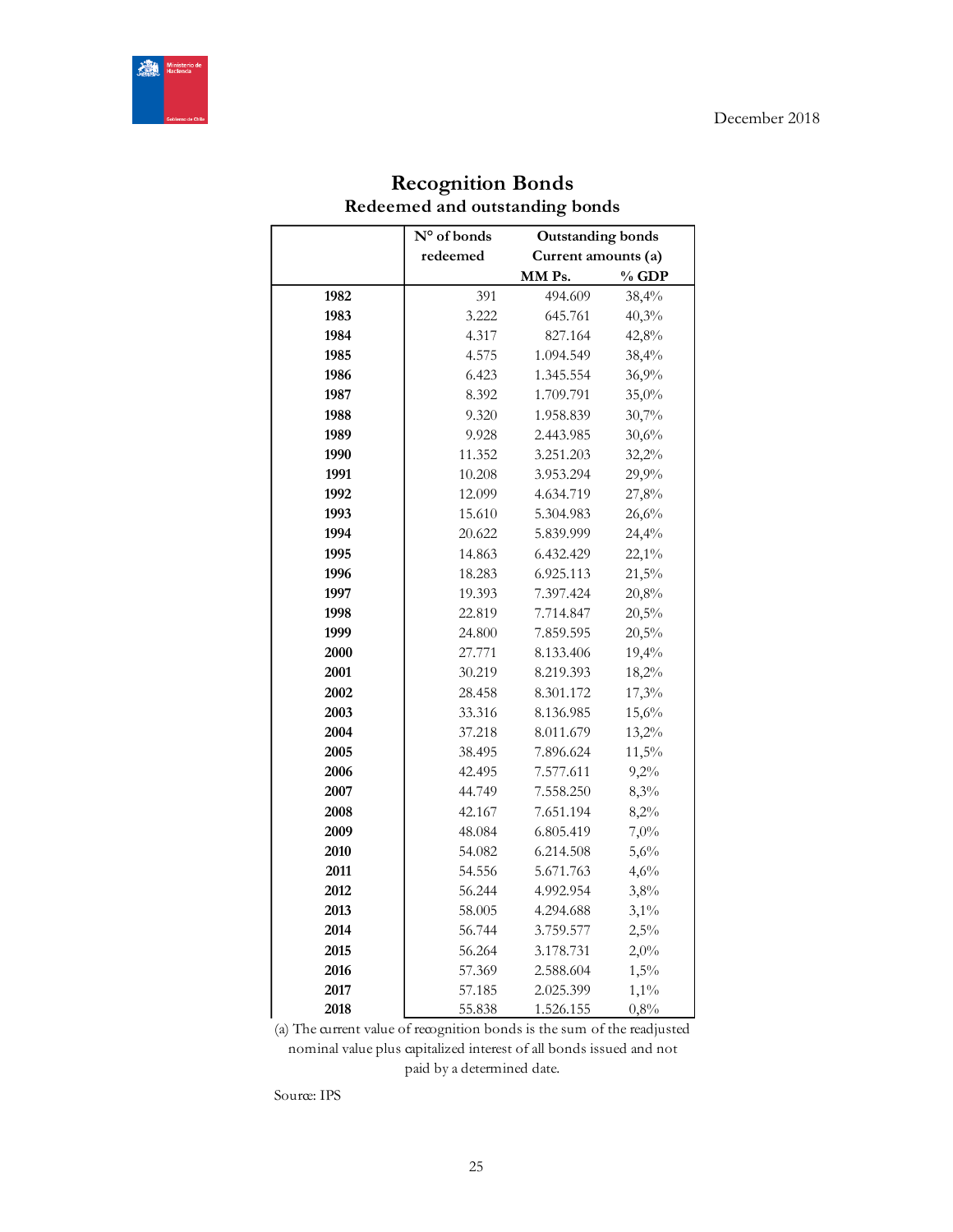December 2018

## Recognition Bonds
### Redeemed and outstanding bonds

| | N° of bonds redeemed | Outstanding bonds Current amounts (a) | |
|---|---|---|---|
| | | MM Ps. | % GDP |
| **1982** | 391 | 494.609 | 38,4% |
| **1983** | 3.222 | 645.761 | 40,3% |
| **1984** | 4.317 | 827.164 | 42,8% |
| **1985** | 4.575 | 1.094.549 | 38,4% |
| **1986** | 6.423 | 1.345.554 | 36,9% |
| **1987** | 8.392 | 1.709.791 | 35,0% |
| **1988** | 9.320 | 1.958.839 | 30,7% |
| **1989** | 9.928 | 2.443.985 | 30,6% |
| **1990** | 11.352 | 3.251.203 | 32,2% |
| **1991** | 10.208 | 3.953.294 | 29,9% |
| **1992** | 12.099 | 4.634.719 | 27,8% |
| **1993** | 15.610 | 5.304.983 | 26,6% |
| **1994** | 20.622 | 5.839.999 | 24,4% |
| **1995** | 14.863 | 6.432.429 | 22,1% |
| **1996** | 18.283 | 6.925.113 | 21,5% |
| **1997** | 19.393 | 7.397.424 | 20,8% |
| **1998** | 22.819 | 7.714.847 | 20,5% |
| **1999** | 24.800 | 7.859.595 | 20,5% |
| **2000** | 27.771 | 8.133.406 | 19,4% |
| **2001** | 30.219 | 8.219.393 | 18,2% |
| **2002** | 28.458 | 8.301.172 | 17,3% |
| **2003** | 33.316 | 8.136.985 | 15,6% |
| **2004** | 37.218 | 8.011.679 | 13,2% |
| **2005** | 38.495 | 7.896.624 | 11,5% |
| **2006** | 42.495 | 7.577.611 | 9,2% |
| **2007** | 44.749 | 7.558.250 | 8,3% |
| **2008** | 42.167 | 7.651.194 | 8,2% |
| **2009** | 48.084 | 6.805.419 | 7,0% |
| **2010** | 54.082 | 6.214.508 | 5,6% |
| **2011** | 54.556 | 5.671.763 | 4,6% |
| **2012** | 56.244 | 4.992.954 | 3,8% |
| **2013** | 58.005 | 4.294.688 | 3,1% |
| **2014** | 56.744 | 3.759.577 | 2,5% |
| **2015** | 56.264 | 3.178.731 | 2,0% |
| **2016** | 57.369 | 2.588.604 | 1,5% |
| **2017** | 57.185 | 2.025.399 | 1,1% |
| **2018** | 55.838 | 1.526.155 | 0,8% |

(a) The current value of recognition bonds is the sum of the readjusted nominal value plus capitalized interest of all bonds issued and not paid by a determined date.

Source: IPS